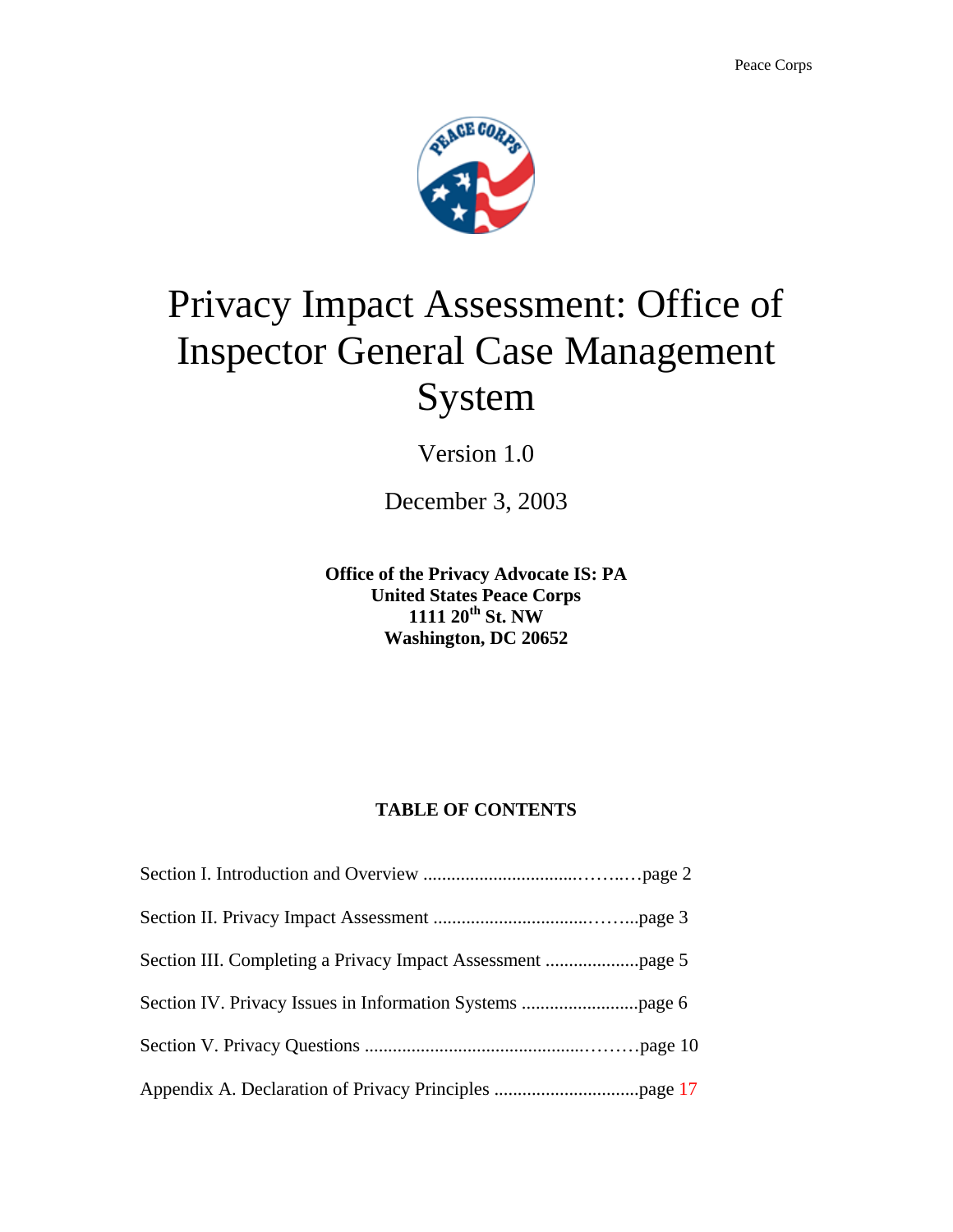# Privacy Impact Assessment: Office of Inspector General Case Management System

Version 1.0

December 3, 2003

**Office of the Privacy Advocate IS: PA**
**United States Peace Corps**
**1111 20th St. NW**
**Washington, DC 20652**

**TABLE OF CONTENTS**

Section I. Introduction and Overview ..........................................page 2

Section II. Privacy Impact Assessment ........................................page 3

Section III. Completing a Privacy Impact Assessment ....................page 5

Section IV. Privacy Issues in Information Systems .........................page 6

Section V. Privacy Questions .....................................................page 10

Appendix A. Declaration of Privacy Principles ...............................page 17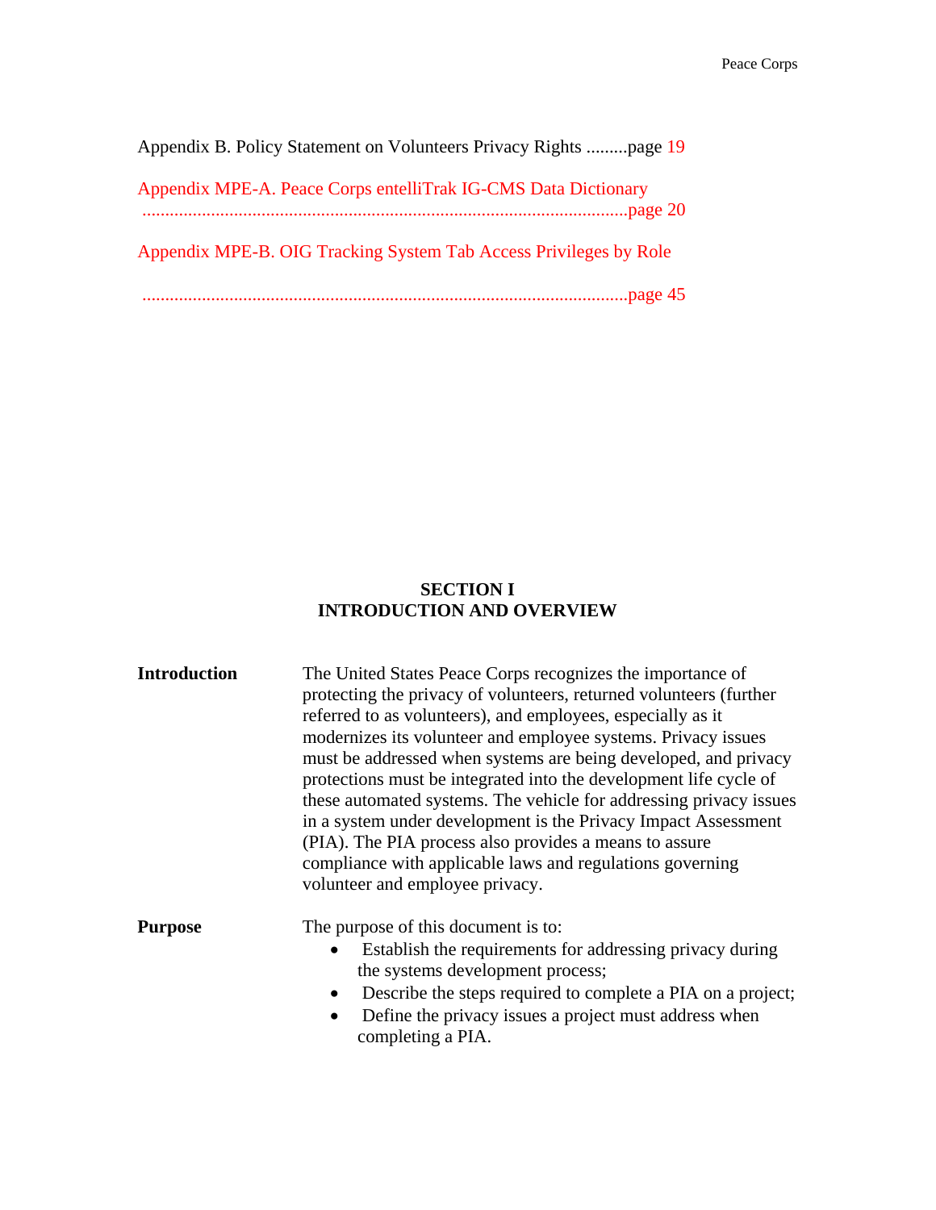Appendix B. Policy Statement on Volunteers Privacy Rights .........page 19

Appendix MPE-A. Peace Corps entelliTrak IG-CMS Data Dictionary ..........................................................................................................page 20

Appendix MPE-B. OIG Tracking System Tab Access Privileges by Role ..........................................................................................................page 45

## SECTION I
## INTRODUCTION AND OVERVIEW

**Introduction**

The United States Peace Corps recognizes the importance of protecting the privacy of volunteers, returned volunteers (further referred to as volunteers), and employees, especially as it modernizes its volunteer and employee systems. Privacy issues must be addressed when systems are being developed, and privacy protections must be integrated into the development life cycle of these automated systems. The vehicle for addressing privacy issues in a system under development is the Privacy Impact Assessment (PIA). The PIA process also provides a means to assure compliance with applicable laws and regulations governing volunteer and employee privacy.

**Purpose**

The purpose of this document is to:

- Establish the requirements for addressing privacy during the systems development process;
- Describe the steps required to complete a PIA on a project;
- Define the privacy issues a project must address when completing a PIA.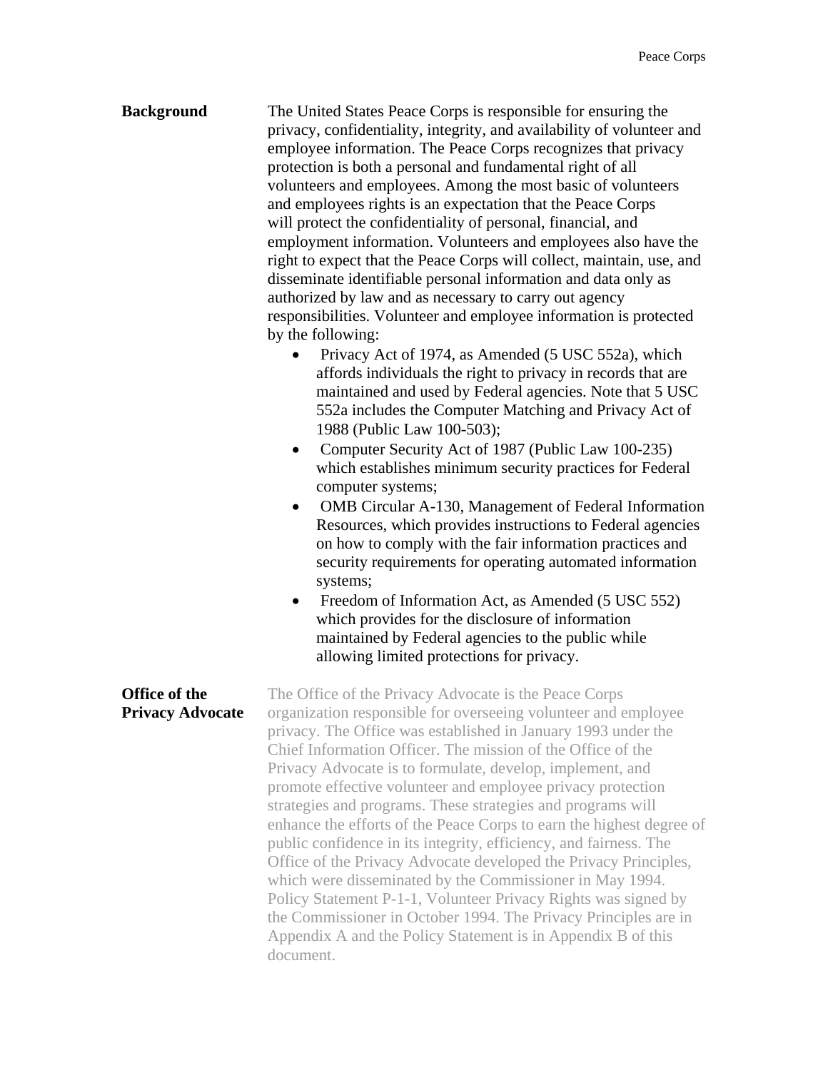## Background

The United States Peace Corps is responsible for ensuring the privacy, confidentiality, integrity, and availability of volunteer and employee information. The Peace Corps recognizes that privacy protection is both a personal and fundamental right of all volunteers and employees. Among the most basic of volunteers and employees rights is an expectation that the Peace Corps will protect the confidentiality of personal, financial, and employment information. Volunteers and employees also have the right to expect that the Peace Corps will collect, maintain, use, and disseminate identifiable personal information and data only as authorized by law and as necessary to carry out agency responsibilities. Volunteer and employee information is protected by the following:

- Privacy Act of 1974, as Amended (5 USC 552a), which affords individuals the right to privacy in records that are maintained and used by Federal agencies. Note that 5 USC 552a includes the Computer Matching and Privacy Act of 1988 (Public Law 100-503);
- Computer Security Act of 1987 (Public Law 100-235) which establishes minimum security practices for Federal computer systems;
- OMB Circular A-130, Management of Federal Information Resources, which provides instructions to Federal agencies on how to comply with the fair information practices and security requirements for operating automated information systems;
- Freedom of Information Act, as Amended (5 USC 552) which provides for the disclosure of information maintained by Federal agencies to the public while allowing limited protections for privacy.

## Office of the Privacy Advocate

The Office of the Privacy Advocate is the Peace Corps organization responsible for overseeing volunteer and employee privacy. The Office was established in January 1993 under the Chief Information Officer. The mission of the Office of the Privacy Advocate is to formulate, develop, implement, and promote effective volunteer and employee privacy protection strategies and programs. These strategies and programs will enhance the efforts of the Peace Corps to earn the highest degree of public confidence in its integrity, efficiency, and fairness. The Office of the Privacy Advocate developed the Privacy Principles, which were disseminated by the Commissioner in May 1994. Policy Statement P-1-1, Volunteer Privacy Rights was signed by the Commissioner in October 1994. The Privacy Principles are in Appendix A and the Policy Statement is in Appendix B of this document.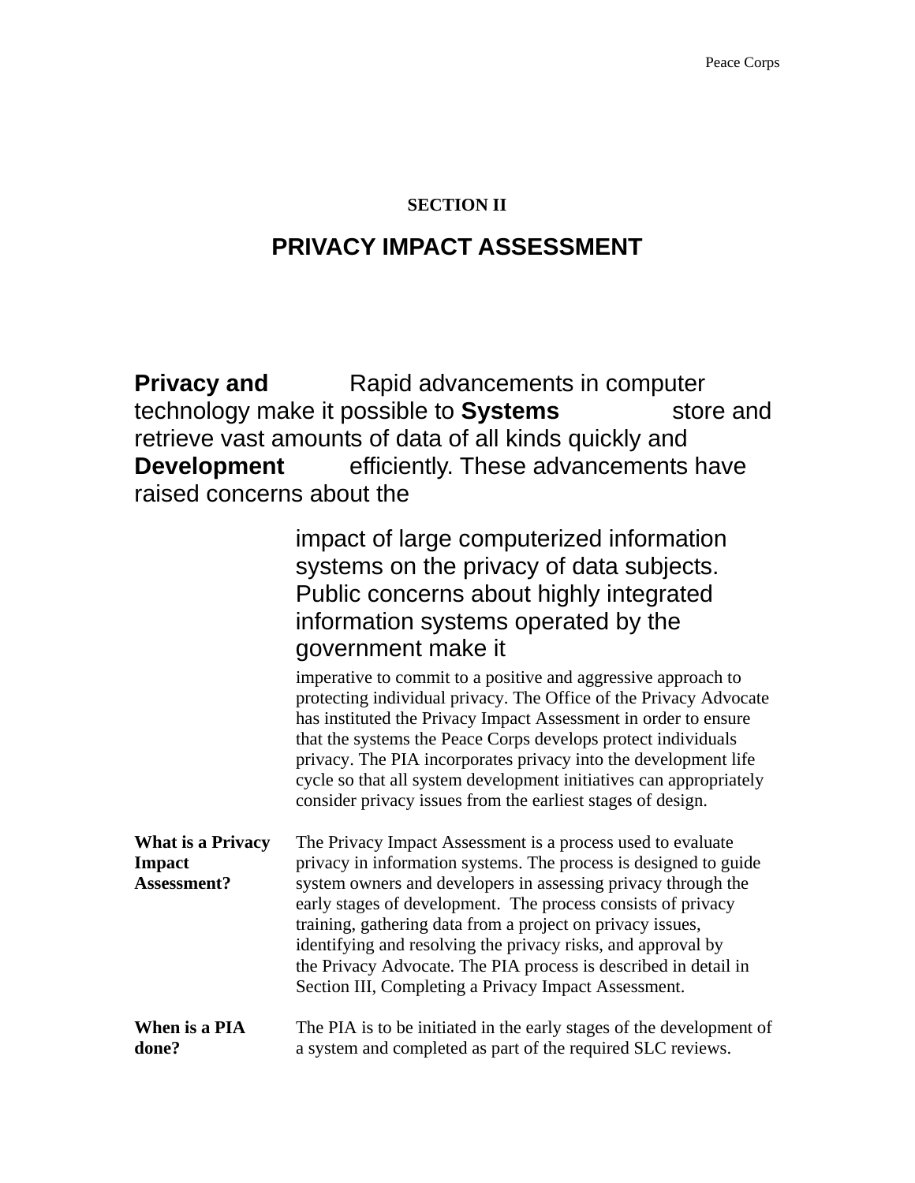## SECTION II

# PRIVACY IMPACT ASSESSMENT

**Privacy and Systems Development**

Rapid advancements in computer technology make it possible to store and retrieve vast amounts of data of all kinds quickly and efficiently. These advancements have raised concerns about the impact of large computerized information systems on the privacy of data subjects. Public concerns about highly integrated information systems operated by the government make it imperative to commit to a positive and aggressive approach to protecting individual privacy. The Office of the Privacy Advocate has instituted the Privacy Impact Assessment in order to ensure that the systems the Peace Corps develops protect individuals privacy. The PIA incorporates privacy into the development life cycle so that all system development initiatives can appropriately consider privacy issues from the earliest stages of design.

**What is a Privacy Impact Assessment?**

The Privacy Impact Assessment is a process used to evaluate privacy in information systems. The process is designed to guide system owners and developers in assessing privacy through the early stages of development. The process consists of privacy training, gathering data from a project on privacy issues, identifying and resolving the privacy risks, and approval by the Privacy Advocate. The PIA process is described in detail in Section III, Completing a Privacy Impact Assessment.

**When is a PIA done?**

The PIA is to be initiated in the early stages of the development of a system and completed as part of the required SLC reviews.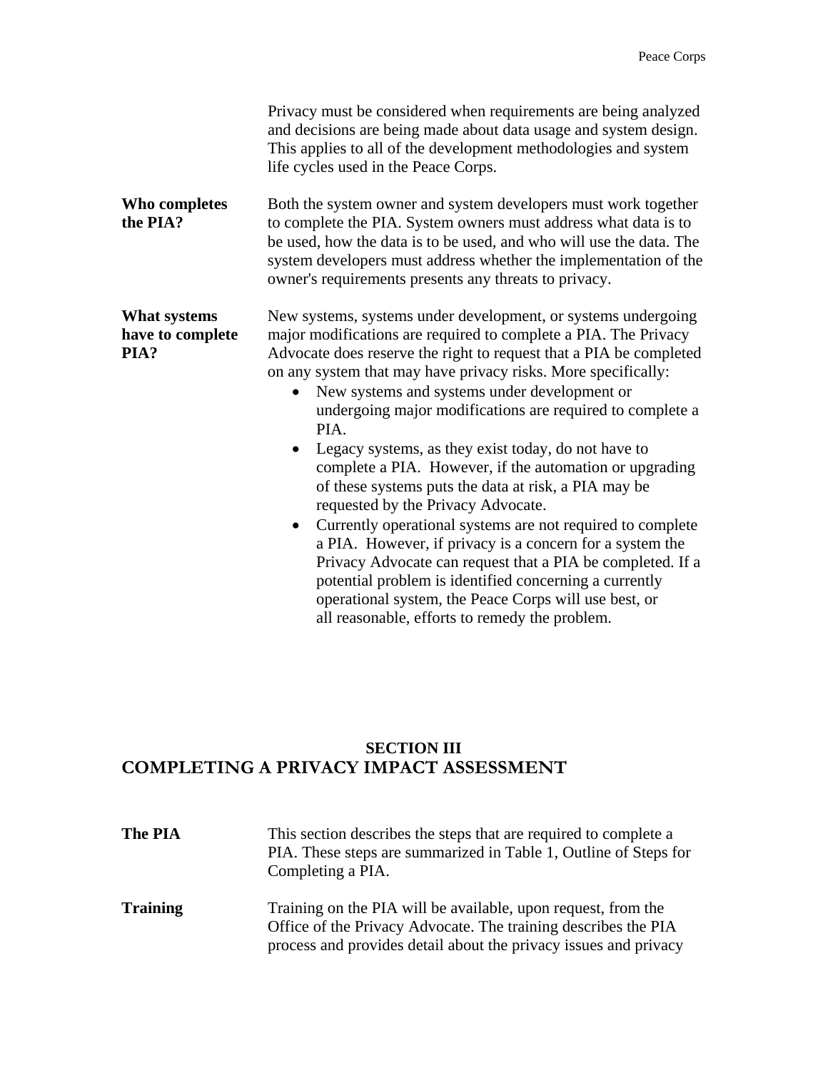Privacy must be considered when requirements are being analyzed and decisions are being made about data usage and system design. This applies to all of the development methodologies and system life cycles used in the Peace Corps.

**Who completes the PIA?**

Both the system owner and system developers must work together to complete the PIA. System owners must address what data is to be used, how the data is to be used, and who will use the data. The system developers must address whether the implementation of the owner's requirements presents any threats to privacy.

**What systems have to complete PIA?**

New systems, systems under development, or systems undergoing major modifications are required to complete a PIA. The Privacy Advocate does reserve the right to request that a PIA be completed on any system that may have privacy risks. More specifically:

- New systems and systems under development or undergoing major modifications are required to complete a PIA.
- Legacy systems, as they exist today, do not have to complete a PIA. However, if the automation or upgrading of these systems puts the data at risk, a PIA may be requested by the Privacy Advocate.
- Currently operational systems are not required to complete a PIA. However, if privacy is a concern for a system the Privacy Advocate can request that a PIA be completed. If a potential problem is identified concerning a currently operational system, the Peace Corps will use best, or all reasonable, efforts to remedy the problem.

## SECTION III
## COMPLETING A PRIVACY IMPACT ASSESSMENT

**The PIA**

This section describes the steps that are required to complete a PIA. These steps are summarized in Table 1, Outline of Steps for Completing a PIA.

**Training**

Training on the PIA will be available, upon request, from the Office of the Privacy Advocate. The training describes the PIA process and provides detail about the privacy issues and privacy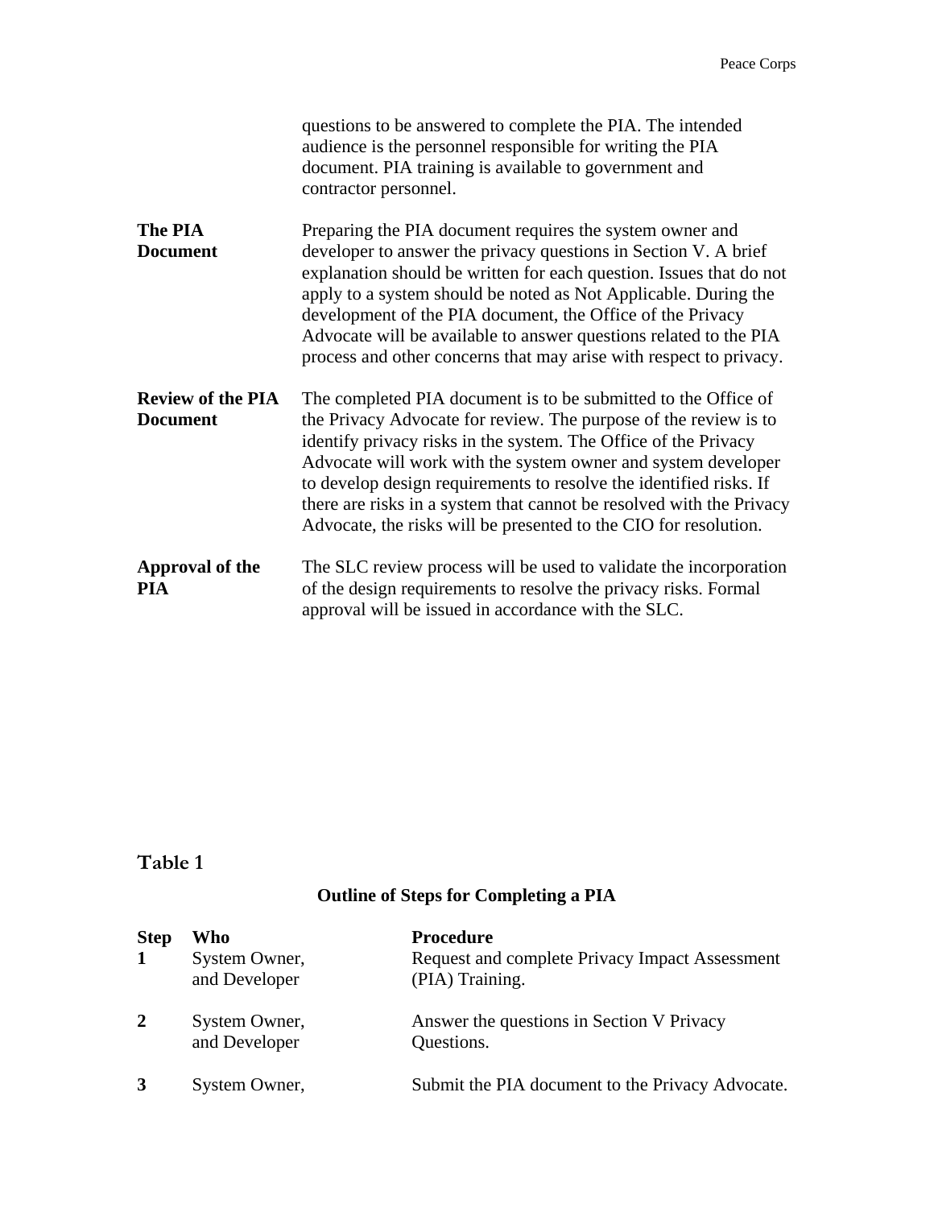questions to be answered to complete the PIA. The intended audience is the personnel responsible for writing the PIA document. PIA training is available to government and contractor personnel.

**The PIA Document**

Preparing the PIA document requires the system owner and developer to answer the privacy questions in Section V. A brief explanation should be written for each question. Issues that do not apply to a system should be noted as Not Applicable. During the development of the PIA document, the Office of the Privacy Advocate will be available to answer questions related to the PIA process and other concerns that may arise with respect to privacy.

**Review of the PIA Document**

The completed PIA document is to be submitted to the Office of the Privacy Advocate for review. The purpose of the review is to identify privacy risks in the system. The Office of the Privacy Advocate will work with the system owner and system developer to develop design requirements to resolve the identified risks. If there are risks in a system that cannot be resolved with the Privacy Advocate, the risks will be presented to the CIO for resolution.

**Approval of the PIA**

The SLC review process will be used to validate the incorporation of the design requirements to resolve the privacy risks. Formal approval will be issued in accordance with the SLC.

## Table 1

**Outline of Steps for Completing a PIA**

| Step | Who | Procedure |
|---|---|---|
| **1** | System Owner, and Developer | Request and complete Privacy Impact Assessment (PIA) Training. |
| **2** | System Owner, and Developer | Answer the questions in Section V Privacy Questions. |
| **3** | System Owner, | Submit the PIA document to the Privacy Advocate. |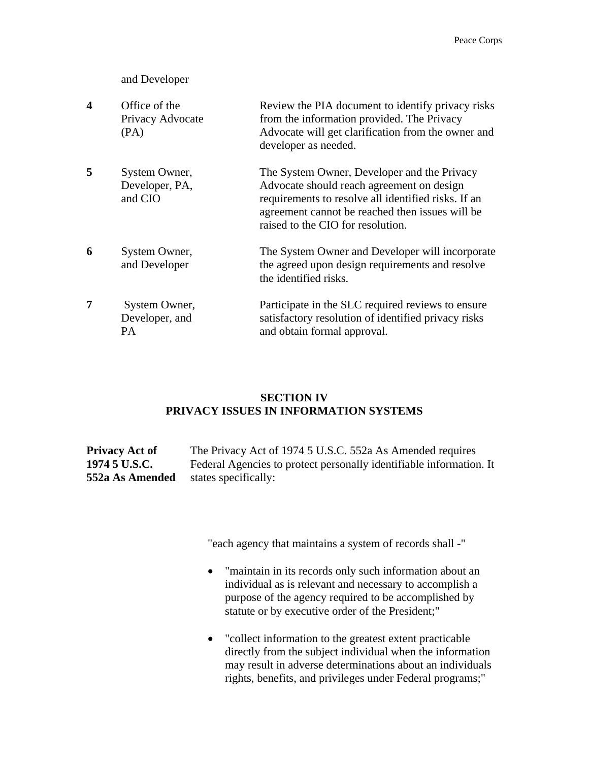| | | |
|---|---|---|
| | and Developer | |
| **4** | Office of the Privacy Advocate (PA) | Review the PIA document to identify privacy risks from the information provided. The Privacy Advocate will get clarification from the owner and developer as needed. |
| **5** | System Owner, Developer, PA, and CIO | The System Owner, Developer and the Privacy Advocate should reach agreement on design requirements to resolve all identified risks. If an agreement cannot be reached then issues will be raised to the CIO for resolution. |
| **6** | System Owner, and Developer | The System Owner and Developer will incorporate the agreed upon design requirements and resolve the identified risks. |
| **7** | System Owner, Developer, and PA | Participate in the SLC required reviews to ensure satisfactory resolution of identified privacy risks and obtain formal approval. |

## SECTION IV
## PRIVACY ISSUES IN INFORMATION SYSTEMS

**Privacy Act of 1974 5 U.S.C. 552a As Amended**

The Privacy Act of 1974 5 U.S.C. 552a As Amended requires Federal Agencies to protect personally identifiable information. It states specifically:

"each agency that maintains a system of records shall -"

- "maintain in its records only such information about an individual as is relevant and necessary to accomplish a purpose of the agency required to be accomplished by statute or by executive order of the President;"
- "collect information to the greatest extent practicable directly from the subject individual when the information may result in adverse determinations about an individuals rights, benefits, and privileges under Federal programs;"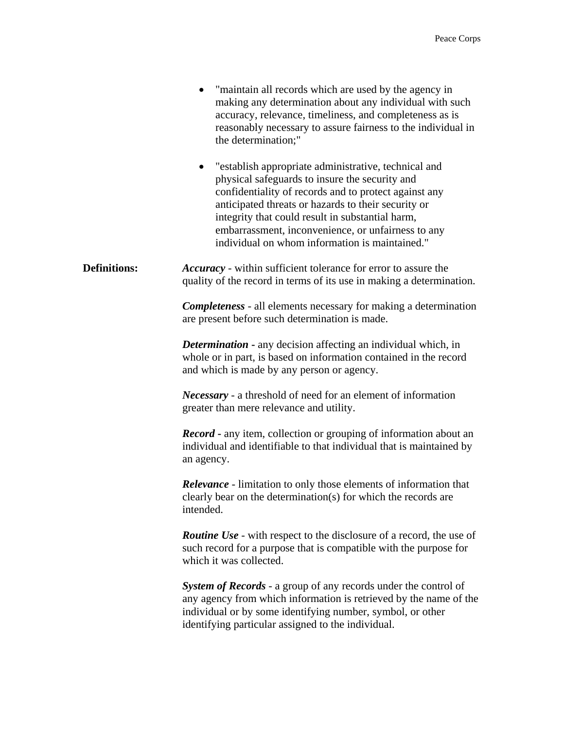- "maintain all records which are used by the agency in making any determination about any individual with such accuracy, relevance, timeliness, and completeness as is reasonably necessary to assure fairness to the individual in the determination;"

- "establish appropriate administrative, technical and physical safeguards to insure the security and confidentiality of records and to protect against any anticipated threats or hazards to their security or integrity that could result in substantial harm, embarrassment, inconvenience, or unfairness to any individual on whom information is maintained."

**Definitions:**

***Accuracy*** - within sufficient tolerance for error to assure the quality of the record in terms of its use in making a determination.

***Completeness*** - all elements necessary for making a determination are present before such determination is made.

***Determination*** **-** any decision affecting an individual which, in whole or in part, is based on information contained in the record and which is made by any person or agency.

***Necessary*** - a threshold of need for an element of information greater than mere relevance and utility.

***Record*** **-** any item, collection or grouping of information about an individual and identifiable to that individual that is maintained by an agency.

***Relevance*** - limitation to only those elements of information that clearly bear on the determination(s) for which the records are intended.

***Routine Use*** - with respect to the disclosure of a record, the use of such record for a purpose that is compatible with the purpose for which it was collected.

***System of Records*** - a group of any records under the control of any agency from which information is retrieved by the name of the individual or by some identifying number, symbol, or other identifying particular assigned to the individual.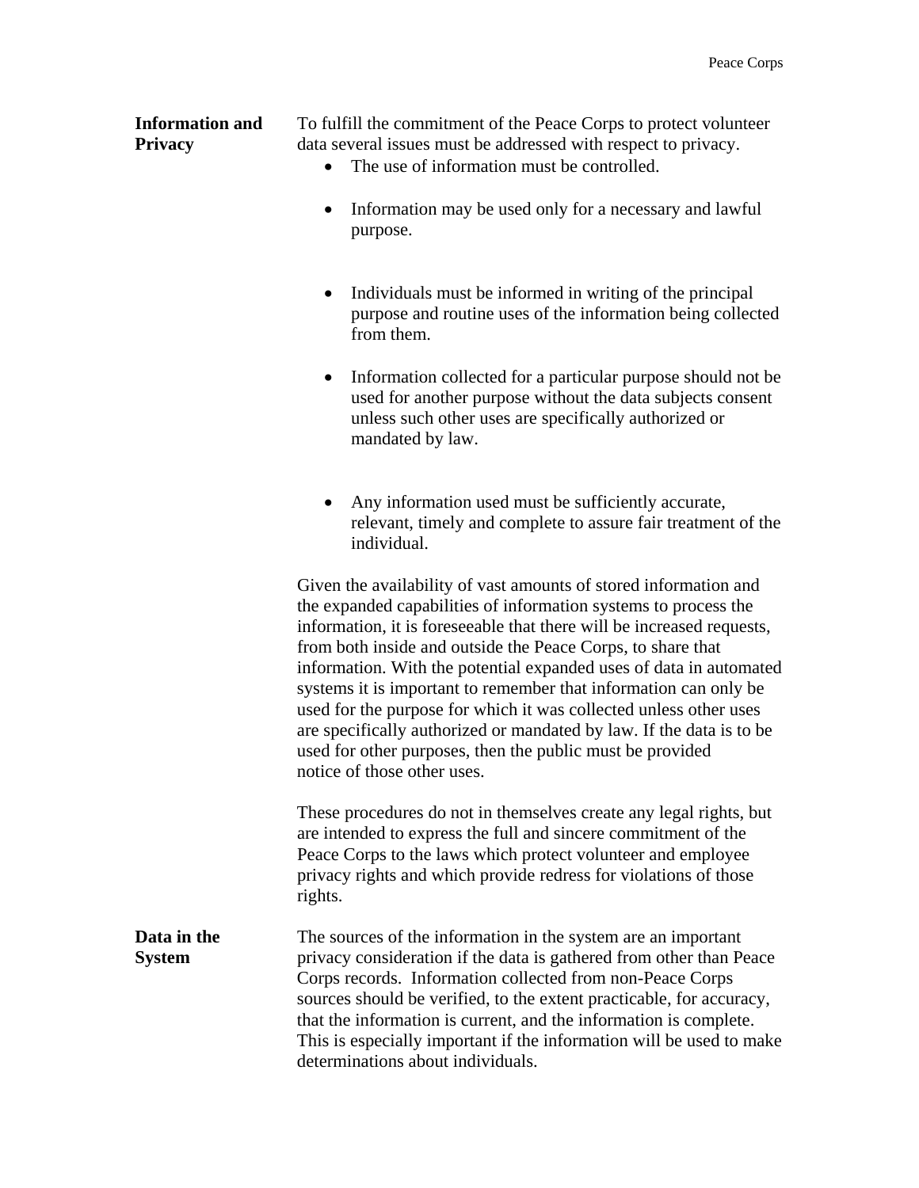## Information and Privacy

To fulfill the commitment of the Peace Corps to protect volunteer data several issues must be addressed with respect to privacy.

- The use of information must be controlled.
- Information may be used only for a necessary and lawful purpose.
- Individuals must be informed in writing of the principal purpose and routine uses of the information being collected from them.
- Information collected for a particular purpose should not be used for another purpose without the data subjects consent unless such other uses are specifically authorized or mandated by law.
- Any information used must be sufficiently accurate, relevant, timely and complete to assure fair treatment of the individual.

Given the availability of vast amounts of stored information and the expanded capabilities of information systems to process the information, it is foreseeable that there will be increased requests, from both inside and outside the Peace Corps, to share that information. With the potential expanded uses of data in automated systems it is important to remember that information can only be used for the purpose for which it was collected unless other uses are specifically authorized or mandated by law. If the data is to be used for other purposes, then the public must be provided notice of those other uses.

These procedures do not in themselves create any legal rights, but are intended to express the full and sincere commitment of the Peace Corps to the laws which protect volunteer and employee privacy rights and which provide redress for violations of those rights.

## Data in the System

The sources of the information in the system are an important privacy consideration if the data is gathered from other than Peace Corps records. Information collected from non-Peace Corps sources should be verified, to the extent practicable, for accuracy, that the information is current, and the information is complete. This is especially important if the information will be used to make determinations about individuals.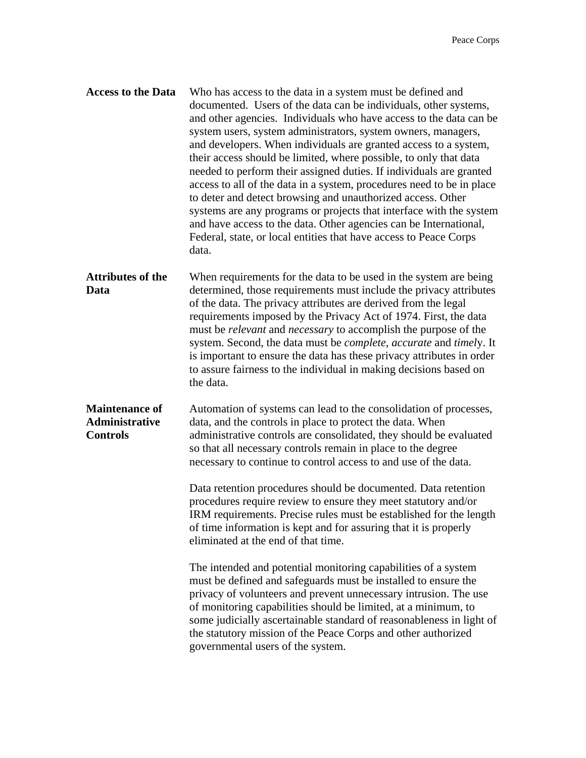**Access to the Data**

Who has access to the data in a system must be defined and documented. Users of the data can be individuals, other systems, and other agencies. Individuals who have access to the data can be system users, system administrators, system owners, managers, and developers. When individuals are granted access to a system, their access should be limited, where possible, to only that data needed to perform their assigned duties. If individuals are granted access to all of the data in a system, procedures need to be in place to deter and detect browsing and unauthorized access. Other systems are any programs or projects that interface with the system and have access to the data. Other agencies can be International, Federal, state, or local entities that have access to Peace Corps data.

**Attributes of the Data**

When requirements for the data to be used in the system are being determined, those requirements must include the privacy attributes of the data. The privacy attributes are derived from the legal requirements imposed by the Privacy Act of 1974. First, the data must be *relevant* and *necessary* to accomplish the purpose of the system. Second, the data must be *complete*, *accurate* and *timel*y. It is important to ensure the data has these privacy attributes in order to assure fairness to the individual in making decisions based on the data.

**Maintenance of Administrative Controls**

Automation of systems can lead to the consolidation of processes, data, and the controls in place to protect the data. When administrative controls are consolidated, they should be evaluated so that all necessary controls remain in place to the degree necessary to continue to control access to and use of the data.

Data retention procedures should be documented. Data retention procedures require review to ensure they meet statutory and/or IRM requirements. Precise rules must be established for the length of time information is kept and for assuring that it is properly eliminated at the end of that time.

The intended and potential monitoring capabilities of a system must be defined and safeguards must be installed to ensure the privacy of volunteers and prevent unnecessary intrusion. The use of monitoring capabilities should be limited, at a minimum, to some judicially ascertainable standard of reasonableness in light of the statutory mission of the Peace Corps and other authorized governmental users of the system.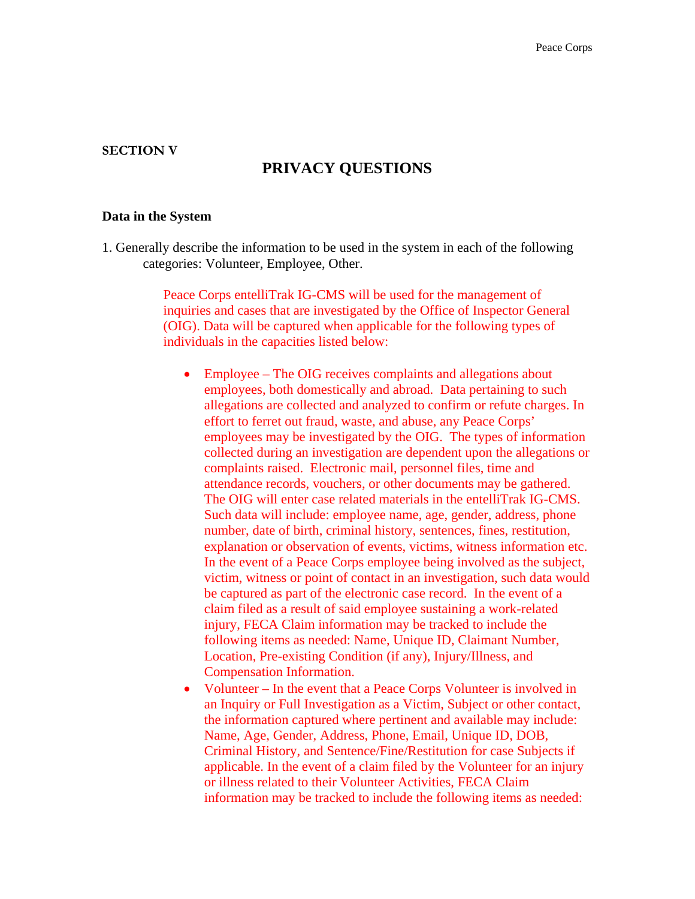**SECTION V**

# PRIVACY QUESTIONS

**Data in the System**

1. Generally describe the information to be used in the system in each of the following categories: Volunteer, Employee, Other.

   Peace Corps entelliTrak IG-CMS will be used for the management of inquiries and cases that are investigated by the Office of Inspector General (OIG). Data will be captured when applicable for the following types of individuals in the capacities listed below:

   - Employee – The OIG receives complaints and allegations about employees, both domestically and abroad. Data pertaining to such allegations are collected and analyzed to confirm or refute charges. In effort to ferret out fraud, waste, and abuse, any Peace Corps' employees may be investigated by the OIG. The types of information collected during an investigation are dependent upon the allegations or complaints raised. Electronic mail, personnel files, time and attendance records, vouchers, or other documents may be gathered. The OIG will enter case related materials in the entelliTrak IG-CMS. Such data will include: employee name, age, gender, address, phone number, date of birth, criminal history, sentences, fines, restitution, explanation or observation of events, victims, witness information etc. In the event of a Peace Corps employee being involved as the subject, victim, witness or point of contact in an investigation, such data would be captured as part of the electronic case record. In the event of a claim filed as a result of said employee sustaining a work-related injury, FECA Claim information may be tracked to include the following items as needed: Name, Unique ID, Claimant Number, Location, Pre-existing Condition (if any), Injury/Illness, and Compensation Information.
   - Volunteer – In the event that a Peace Corps Volunteer is involved in an Inquiry or Full Investigation as a Victim, Subject or other contact, the information captured where pertinent and available may include: Name, Age, Gender, Address, Phone, Email, Unique ID, DOB, Criminal History, and Sentence/Fine/Restitution for case Subjects if applicable. In the event of a claim filed by the Volunteer for an injury or illness related to their Volunteer Activities, FECA Claim information may be tracked to include the following items as needed: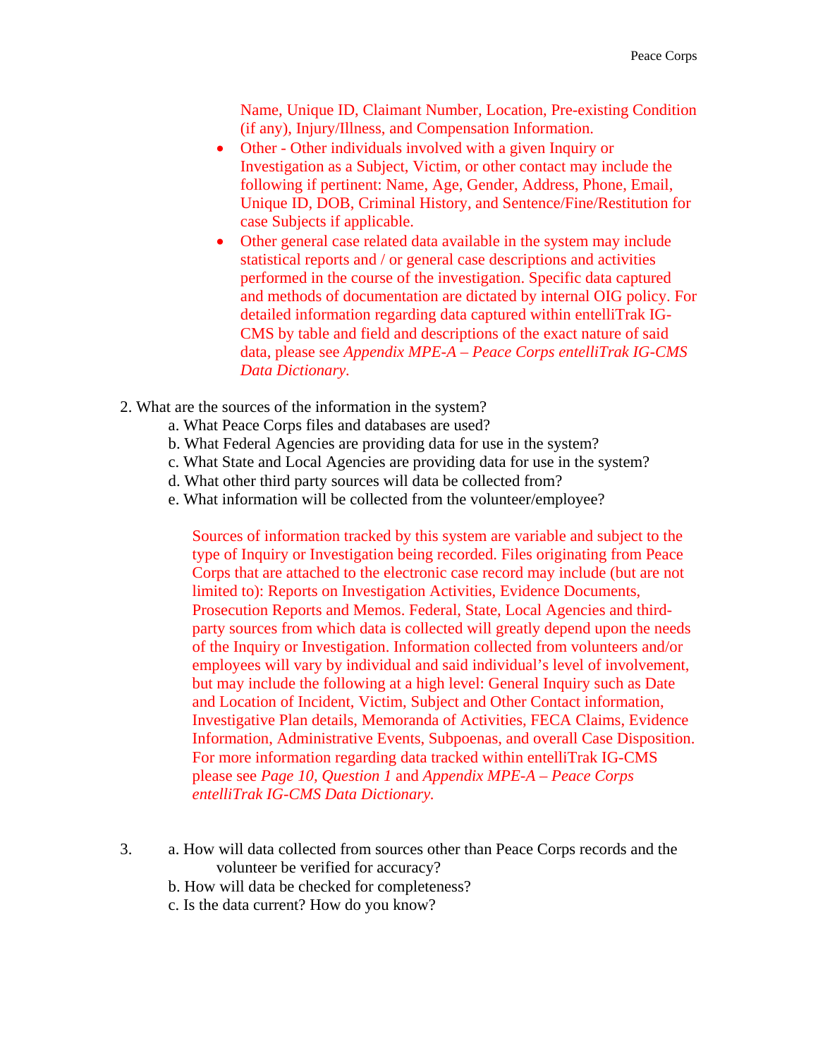Name, Unique ID, Claimant Number, Location, Pre-existing Condition (if any), Injury/Illness, and Compensation Information.

- Other - Other individuals involved with a given Inquiry or Investigation as a Subject, Victim, or other contact may include the following if pertinent: Name, Age, Gender, Address, Phone, Email, Unique ID, DOB, Criminal History, and Sentence/Fine/Restitution for case Subjects if applicable.
- Other general case related data available in the system may include statistical reports and / or general case descriptions and activities performed in the course of the investigation. Specific data captured and methods of documentation are dictated by internal OIG policy. For detailed information regarding data captured within entelliTrak IG-CMS by table and field and descriptions of the exact nature of said data, please see *Appendix MPE-A – Peace Corps entelliTrak IG-CMS Data Dictionary*.

2. What are the sources of the information in the system?
   a. What Peace Corps files and databases are used?
   b. What Federal Agencies are providing data for use in the system?
   c. What State and Local Agencies are providing data for use in the system?
   d. What other third party sources will data be collected from?
   e. What information will be collected from the volunteer/employee?

   Sources of information tracked by this system are variable and subject to the type of Inquiry or Investigation being recorded. Files originating from Peace Corps that are attached to the electronic case record may include (but are not limited to): Reports on Investigation Activities, Evidence Documents, Prosecution Reports and Memos. Federal, State, Local Agencies and third-party sources from which data is collected will greatly depend upon the needs of the Inquiry or Investigation. Information collected from volunteers and/or employees will vary by individual and said individual's level of involvement, but may include the following at a high level: General Inquiry such as Date and Location of Incident, Victim, Subject and Other Contact information, Investigative Plan details, Memoranda of Activities, FECA Claims, Evidence Information, Administrative Events, Subpoenas, and overall Case Disposition. For more information regarding data tracked within entelliTrak IG-CMS please see *Page 10*, *Question 1* and *Appendix MPE-A – Peace Corps entelliTrak IG-CMS Data Dictionary*.

3. a. How will data collected from sources other than Peace Corps records and the volunteer be verified for accuracy?
   b. How will data be checked for completeness?
   c. Is the data current? How do you know?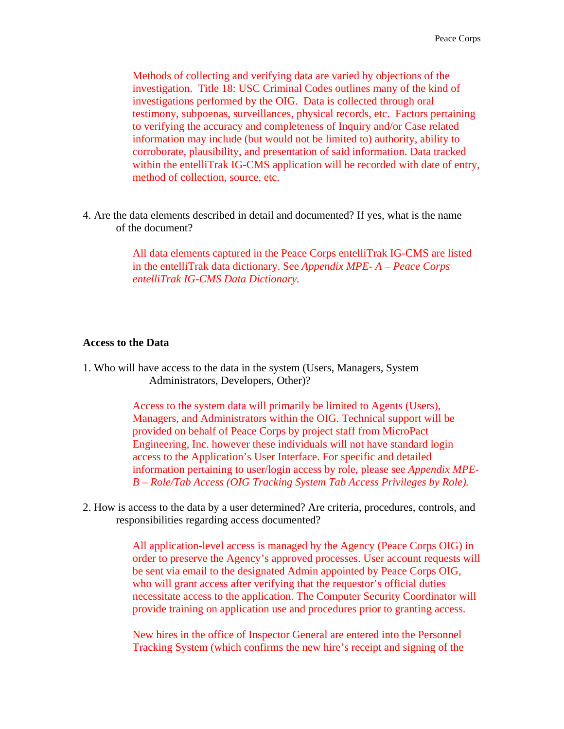Methods of collecting and verifying data are varied by objections of the investigation. Title 18: USC Criminal Codes outlines many of the kind of investigations performed by the OIG. Data is collected through oral testimony, subpoenas, surveillances, physical records, etc. Factors pertaining to verifying the accuracy and completeness of Inquiry and/or Case related information may include (but would not be limited to) authority, ability to corroborate, plausibility, and presentation of said information. Data tracked within the entelliTrak IG-CMS application will be recorded with date of entry, method of collection, source, etc.

4. Are the data elements described in detail and documented? If yes, what is the name of the document?

   All data elements captured in the Peace Corps entelliTrak IG-CMS are listed in the entelliTrak data dictionary. See *Appendix MPE- A – Peace Corps entelliTrak IG-CMS Data Dictionary.*

**Access to the Data**

1. Who will have access to the data in the system (Users, Managers, System Administrators, Developers, Other)?

   Access to the system data will primarily be limited to Agents (Users), Managers, and Administrators within the OIG. Technical support will be provided on behalf of Peace Corps by project staff from MicroPact Engineering, Inc. however these individuals will not have standard login access to the Application's User Interface. For specific and detailed information pertaining to user/login access by role, please see *Appendix MPE-B – Role/Tab Access (OIG Tracking System Tab Access Privileges by Role).*

2. How is access to the data by a user determined? Are criteria, procedures, controls, and responsibilities regarding access documented?

   All application-level access is managed by the Agency (Peace Corps OIG) in order to preserve the Agency's approved processes. User account requests will be sent via email to the designated Admin appointed by Peace Corps OIG, who will grant access after verifying that the requestor's official duties necessitate access to the application. The Computer Security Coordinator will provide training on application use and procedures prior to granting access.

   New hires in the office of Inspector General are entered into the Personnel Tracking System (which confirms the new hire's receipt and signing of the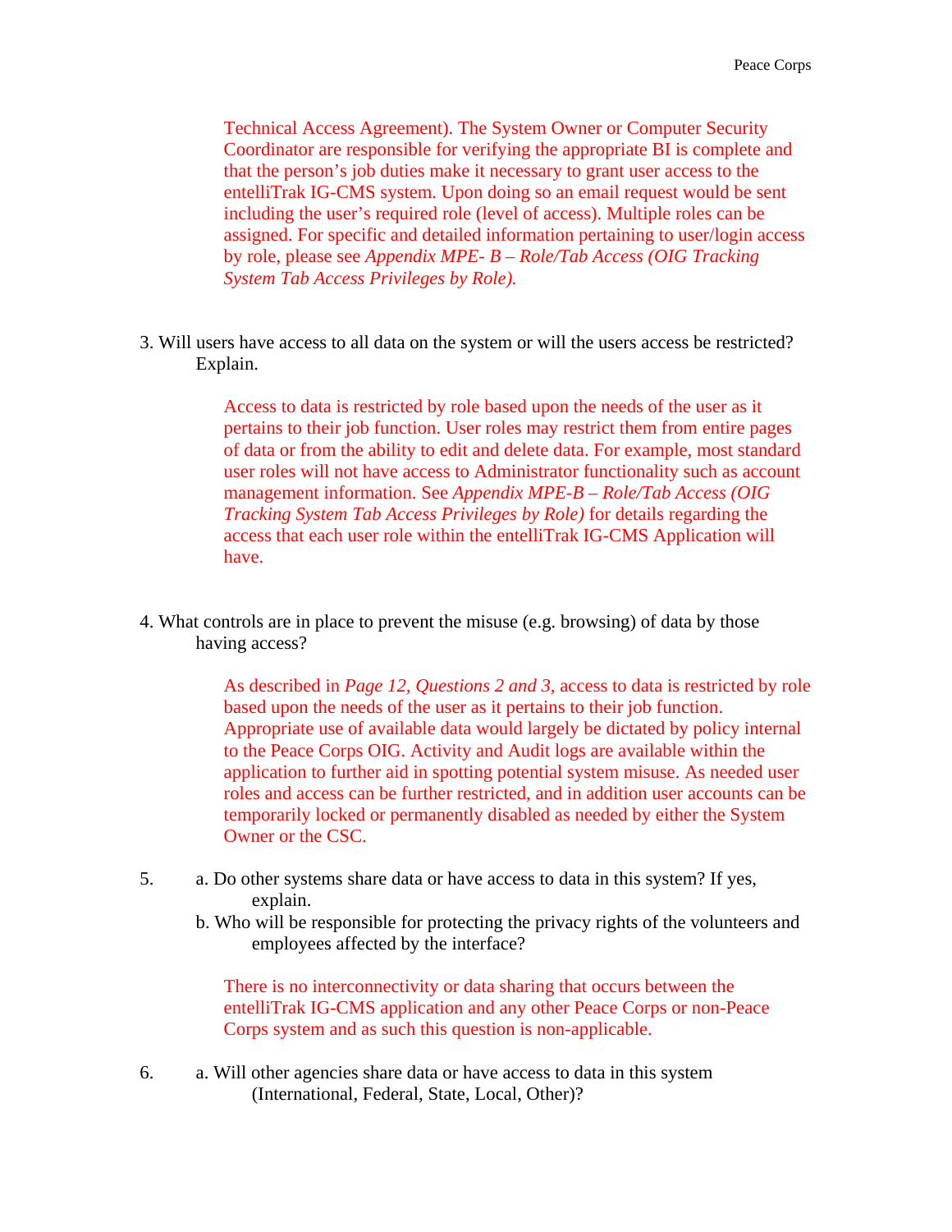Technical Access Agreement). The System Owner or Computer Security Coordinator are responsible for verifying the appropriate BI is complete and that the person's job duties make it necessary to grant user access to the entelliTrak IG-CMS system. Upon doing so an email request would be sent including the user's required role (level of access). Multiple roles can be assigned. For specific and detailed information pertaining to user/login access by role, please see *Appendix MPE- B – Role/Tab Access (OIG Tracking System Tab Access Privileges by Role).*

3. Will users have access to all data on the system or will the users access be restricted? Explain.

   Access to data is restricted by role based upon the needs of the user as it pertains to their job function. User roles may restrict them from entire pages of data or from the ability to edit and delete data. For example, most standard user roles will not have access to Administrator functionality such as account management information. See *Appendix MPE-B – Role/Tab Access (OIG Tracking System Tab Access Privileges by Role)* for details regarding the access that each user role within the entelliTrak IG-CMS Application will have.

4. What controls are in place to prevent the misuse (e.g. browsing) of data by those having access?

   As described in *Page 12, Questions 2 and 3,* access to data is restricted by role based upon the needs of the user as it pertains to their job function. Appropriate use of available data would largely be dictated by policy internal to the Peace Corps OIG. Activity and Audit logs are available within the application to further aid in spotting potential system misuse. As needed user roles and access can be further restricted, and in addition user accounts can be temporarily locked or permanently disabled as needed by either the System Owner or the CSC.

5. a. Do other systems share data or have access to data in this system? If yes, explain.
   
   b. Who will be responsible for protecting the privacy rights of the volunteers and employees affected by the interface?

   There is no interconnectivity or data sharing that occurs between the entelliTrak IG-CMS application and any other Peace Corps or non-Peace Corps system and as such this question is non-applicable.

6. a. Will other agencies share data or have access to data in this system (International, Federal, State, Local, Other)?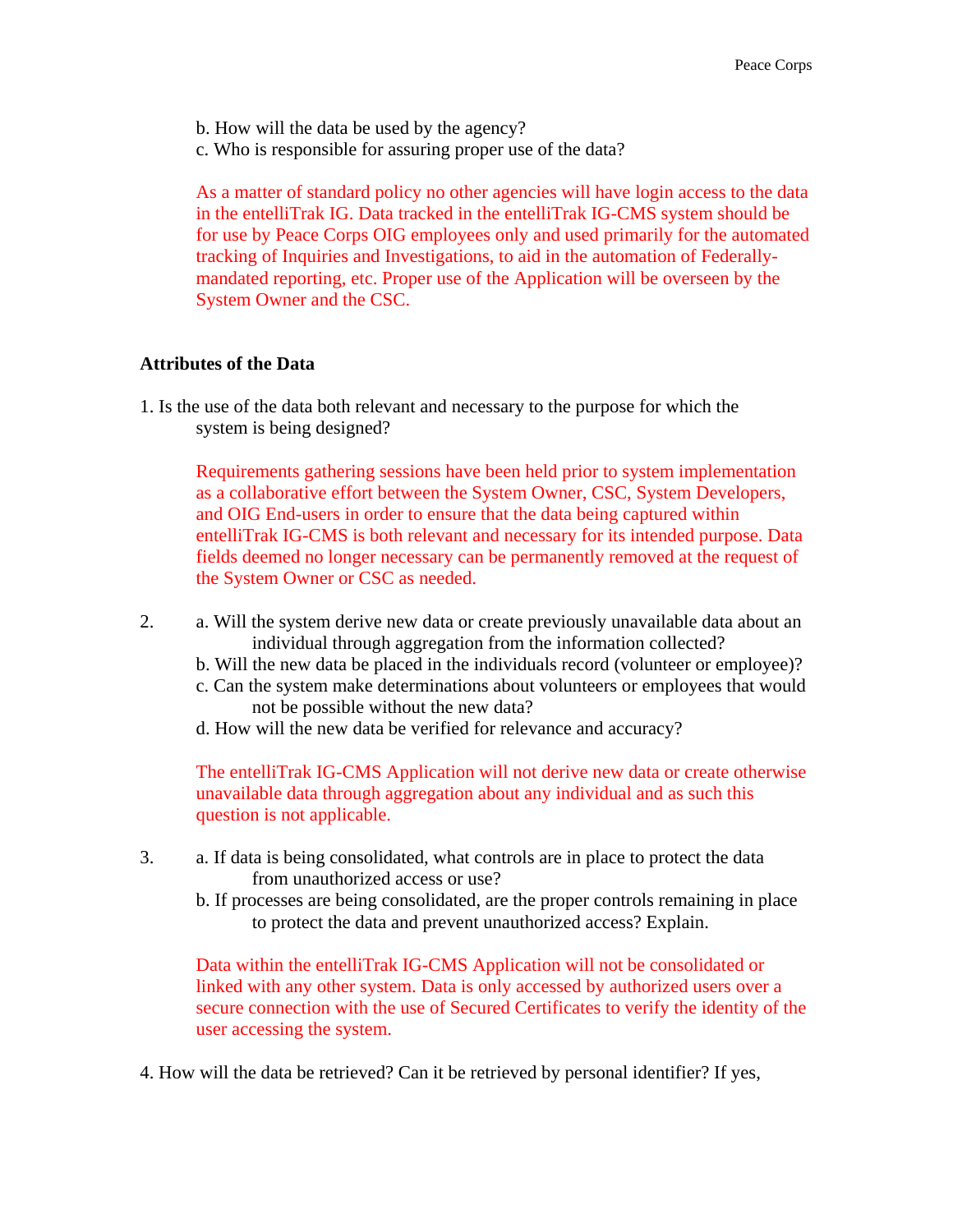b. How will the data be used by the agency?
c. Who is responsible for assuring proper use of the data?

As a matter of standard policy no other agencies will have login access to the data in the entelliTrak IG. Data tracked in the entelliTrak IG-CMS system should be for use by Peace Corps OIG employees only and used primarily for the automated tracking of Inquiries and Investigations, to aid in the automation of Federally-mandated reporting, etc. Proper use of the Application will be overseen by the System Owner and the CSC.

**Attributes of the Data**

1. Is the use of the data both relevant and necessary to the purpose for which the system is being designed?

   Requirements gathering sessions have been held prior to system implementation as a collaborative effort between the System Owner, CSC, System Developers, and OIG End-users in order to ensure that the data being captured within entelliTrak IG-CMS is both relevant and necessary for its intended purpose. Data fields deemed no longer necessary can be permanently removed at the request of the System Owner or CSC as needed.

2. a. Will the system derive new data or create previously unavailable data about an individual through aggregation from the information collected?
   b. Will the new data be placed in the individuals record (volunteer or employee)?
   c. Can the system make determinations about volunteers or employees that would not be possible without the new data?
   d. How will the new data be verified for relevance and accuracy?

   The entelliTrak IG-CMS Application will not derive new data or create otherwise unavailable data through aggregation about any individual and as such this question is not applicable.

3. a. If data is being consolidated, what controls are in place to protect the data from unauthorized access or use?
   b. If processes are being consolidated, are the proper controls remaining in place to protect the data and prevent unauthorized access? Explain.

   Data within the entelliTrak IG-CMS Application will not be consolidated or linked with any other system. Data is only accessed by authorized users over a secure connection with the use of Secured Certificates to verify the identity of the user accessing the system.

4. How will the data be retrieved? Can it be retrieved by personal identifier? If yes,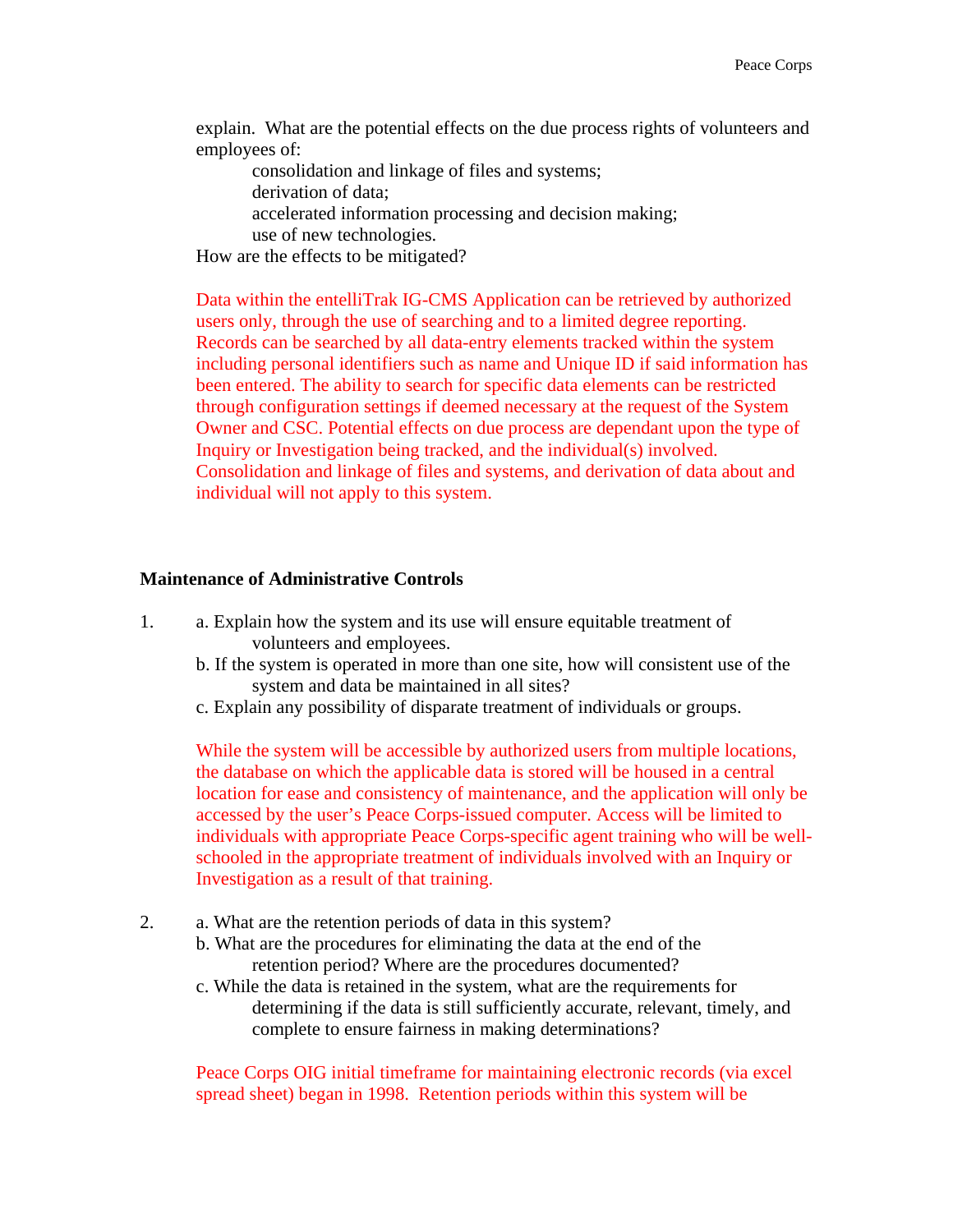explain. What are the potential effects on the due process rights of volunteers and employees of:

consolidation and linkage of files and systems;
derivation of data;
accelerated information processing and decision making;
use of new technologies.

How are the effects to be mitigated?

Data within the entelliTrak IG-CMS Application can be retrieved by authorized users only, through the use of searching and to a limited degree reporting. Records can be searched by all data-entry elements tracked within the system including personal identifiers such as name and Unique ID if said information has been entered. The ability to search for specific data elements can be restricted through configuration settings if deemed necessary at the request of the System Owner and CSC. Potential effects on due process are dependant upon the type of Inquiry or Investigation being tracked, and the individual(s) involved. Consolidation and linkage of files and systems, and derivation of data about and individual will not apply to this system.

**Maintenance of Administrative Controls**

1. a. Explain how the system and its use will ensure equitable treatment of volunteers and employees.
   b. If the system is operated in more than one site, how will consistent use of the system and data be maintained in all sites?
   c. Explain any possibility of disparate treatment of individuals or groups.

   While the system will be accessible by authorized users from multiple locations, the database on which the applicable data is stored will be housed in a central location for ease and consistency of maintenance, and the application will only be accessed by the user's Peace Corps-issued computer. Access will be limited to individuals with appropriate Peace Corps-specific agent training who will be well-schooled in the appropriate treatment of individuals involved with an Inquiry or Investigation as a result of that training.

2. a. What are the retention periods of data in this system?
   b. What are the procedures for eliminating the data at the end of the retention period? Where are the procedures documented?
   c. While the data is retained in the system, what are the requirements for determining if the data is still sufficiently accurate, relevant, timely, and complete to ensure fairness in making determinations?

   Peace Corps OIG initial timeframe for maintaining electronic records (via excel spread sheet) began in 1998. Retention periods within this system will be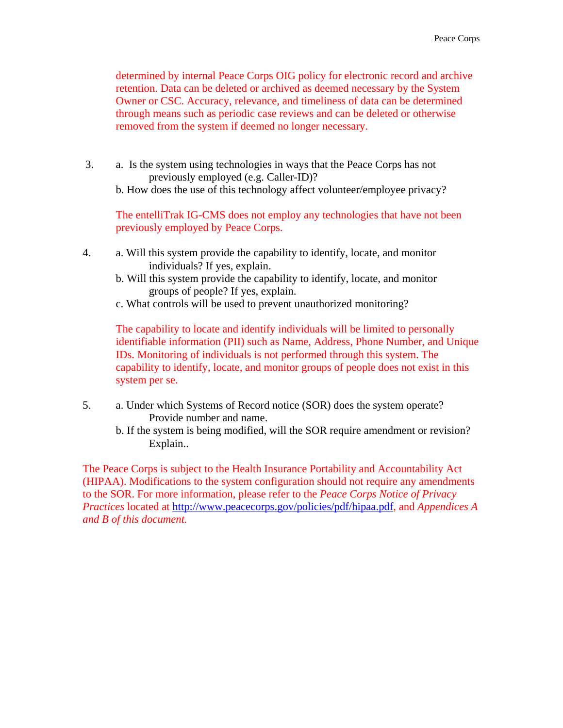determined by internal Peace Corps OIG policy for electronic record and archive retention. Data can be deleted or archived as deemed necessary by the System Owner or CSC. Accuracy, relevance, and timeliness of data can be determined through means such as periodic case reviews and can be deleted or otherwise removed from the system if deemed no longer necessary.

3. a. Is the system using technologies in ways that the Peace Corps has not previously employed (e.g. Caller-ID)?
   b. How does the use of this technology affect volunteer/employee privacy?

   The entelliTrak IG-CMS does not employ any technologies that have not been previously employed by Peace Corps.

4. a. Will this system provide the capability to identify, locate, and monitor individuals? If yes, explain.
   b. Will this system provide the capability to identify, locate, and monitor groups of people? If yes, explain.
   c. What controls will be used to prevent unauthorized monitoring?

   The capability to locate and identify individuals will be limited to personally identifiable information (PII) such as Name, Address, Phone Number, and Unique IDs. Monitoring of individuals is not performed through this system. The capability to identify, locate, and monitor groups of people does not exist in this system per se.

5. a. Under which Systems of Record notice (SOR) does the system operate? Provide number and name.
   b. If the system is being modified, will the SOR require amendment or revision? Explain..

The Peace Corps is subject to the Health Insurance Portability and Accountability Act (HIPAA). Modifications to the system configuration should not require any amendments to the SOR. For more information, please refer to the *Peace Corps Notice of Privacy Practices* located at http://www.peacecorps.gov/policies/pdf/hipaa.pdf, and *Appendices A and B of this document.*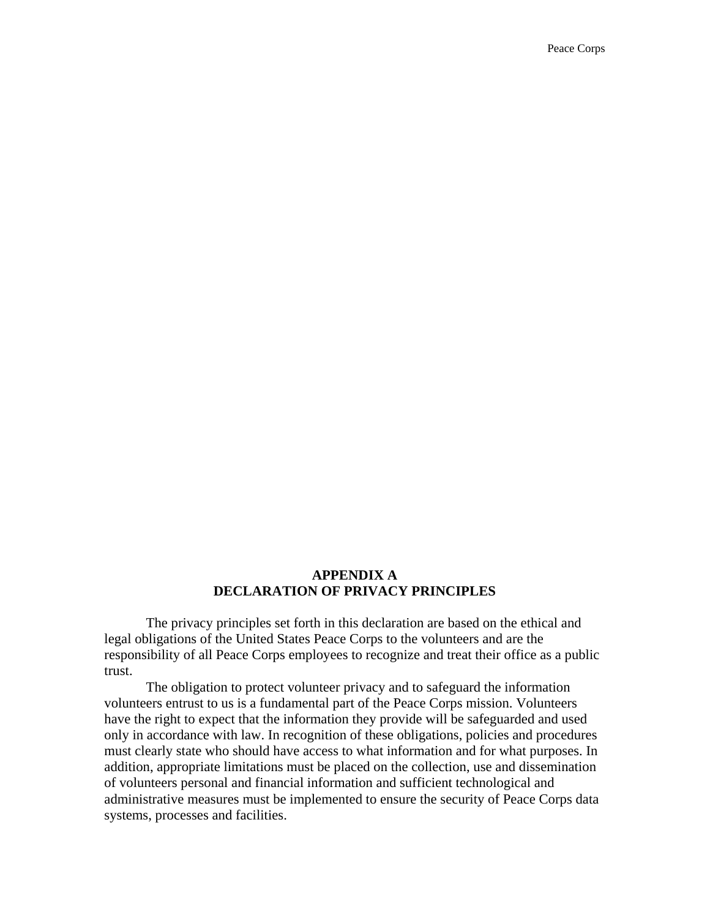## APPENDIX A
## DECLARATION OF PRIVACY PRINCIPLES

The privacy principles set forth in this declaration are based on the ethical and legal obligations of the United States Peace Corps to the volunteers and are the responsibility of all Peace Corps employees to recognize and treat their office as a public trust.

The obligation to protect volunteer privacy and to safeguard the information volunteers entrust to us is a fundamental part of the Peace Corps mission. Volunteers have the right to expect that the information they provide will be safeguarded and used only in accordance with law. In recognition of these obligations, policies and procedures must clearly state who should have access to what information and for what purposes. In addition, appropriate limitations must be placed on the collection, use and dissemination of volunteers personal and financial information and sufficient technological and administrative measures must be implemented to ensure the security of Peace Corps data systems, processes and facilities.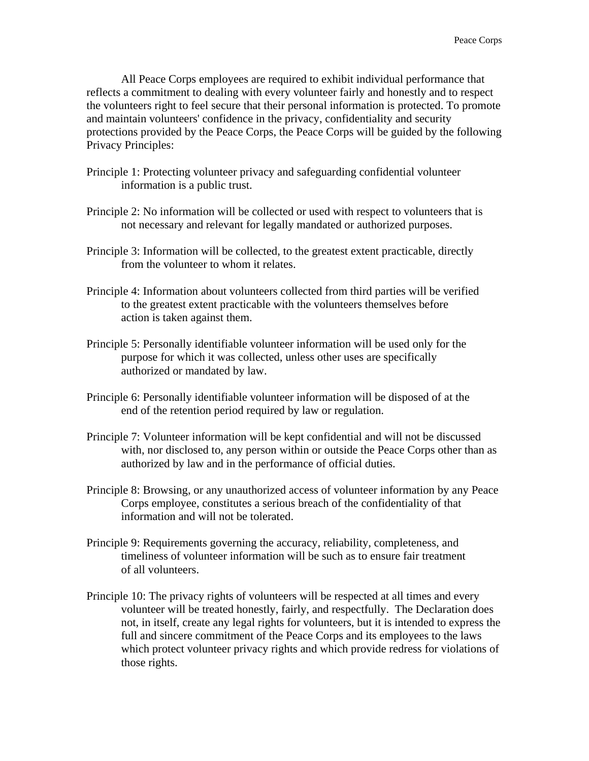All Peace Corps employees are required to exhibit individual performance that reflects a commitment to dealing with every volunteer fairly and honestly and to respect the volunteers right to feel secure that their personal information is protected. To promote and maintain volunteers' confidence in the privacy, confidentiality and security protections provided by the Peace Corps, the Peace Corps will be guided by the following Privacy Principles:

Principle 1: Protecting volunteer privacy and safeguarding confidential volunteer information is a public trust.

Principle 2: No information will be collected or used with respect to volunteers that is not necessary and relevant for legally mandated or authorized purposes.

Principle 3: Information will be collected, to the greatest extent practicable, directly from the volunteer to whom it relates.

Principle 4: Information about volunteers collected from third parties will be verified to the greatest extent practicable with the volunteers themselves before action is taken against them.

Principle 5: Personally identifiable volunteer information will be used only for the purpose for which it was collected, unless other uses are specifically authorized or mandated by law.

Principle 6: Personally identifiable volunteer information will be disposed of at the end of the retention period required by law or regulation.

Principle 7: Volunteer information will be kept confidential and will not be discussed with, nor disclosed to, any person within or outside the Peace Corps other than as authorized by law and in the performance of official duties.

Principle 8: Browsing, or any unauthorized access of volunteer information by any Peace Corps employee, constitutes a serious breach of the confidentiality of that information and will not be tolerated.

Principle 9: Requirements governing the accuracy, reliability, completeness, and timeliness of volunteer information will be such as to ensure fair treatment of all volunteers.

Principle 10: The privacy rights of volunteers will be respected at all times and every volunteer will be treated honestly, fairly, and respectfully. The Declaration does not, in itself, create any legal rights for volunteers, but it is intended to express the full and sincere commitment of the Peace Corps and its employees to the laws which protect volunteer privacy rights and which provide redress for violations of those rights.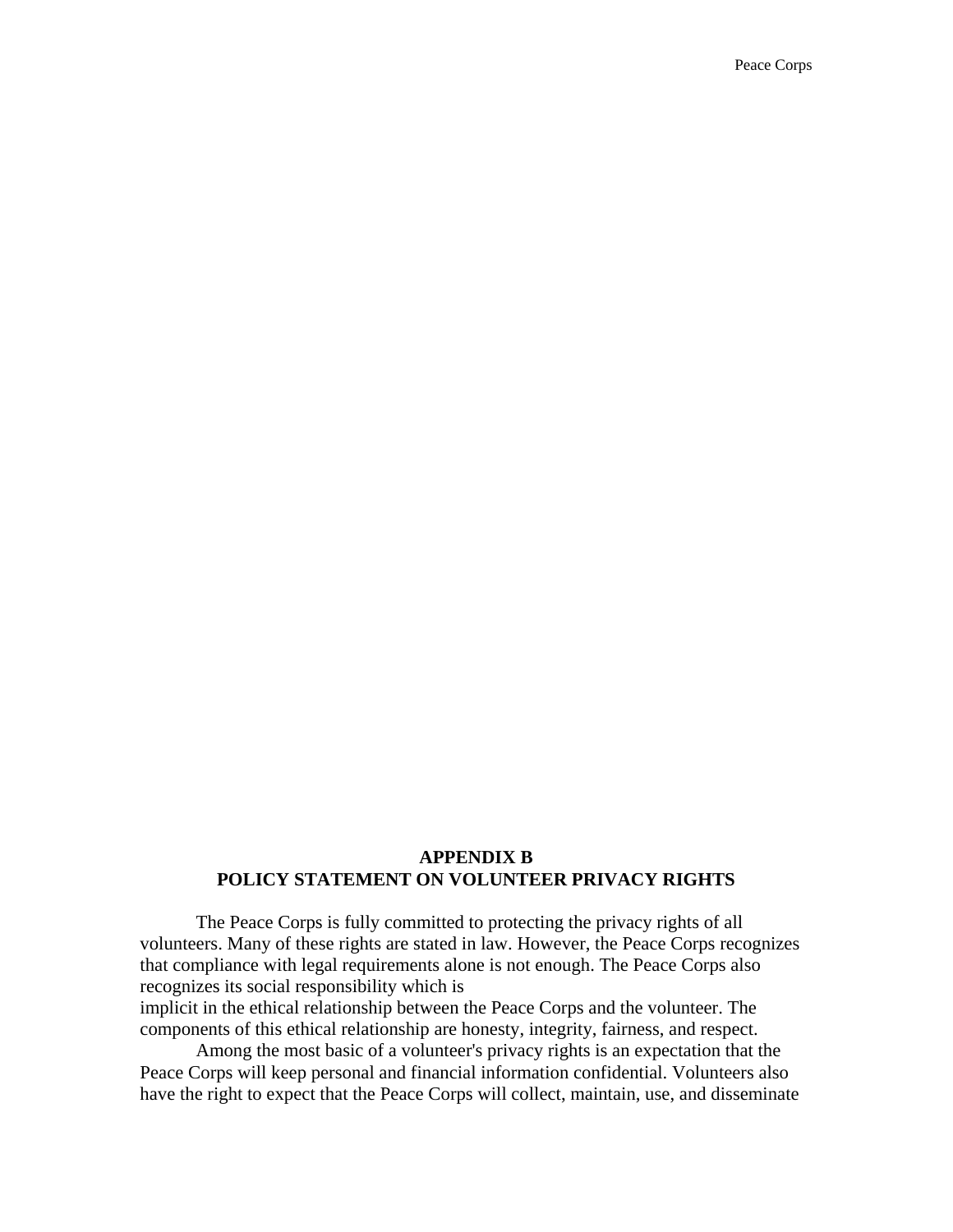## APPENDIX B
## POLICY STATEMENT ON VOLUNTEER PRIVACY RIGHTS

The Peace Corps is fully committed to protecting the privacy rights of all volunteers. Many of these rights are stated in law. However, the Peace Corps recognizes that compliance with legal requirements alone is not enough. The Peace Corps also recognizes its social responsibility which is implicit in the ethical relationship between the Peace Corps and the volunteer. The components of this ethical relationship are honesty, integrity, fairness, and respect.

Among the most basic of a volunteer's privacy rights is an expectation that the Peace Corps will keep personal and financial information confidential. Volunteers also have the right to expect that the Peace Corps will collect, maintain, use, and disseminate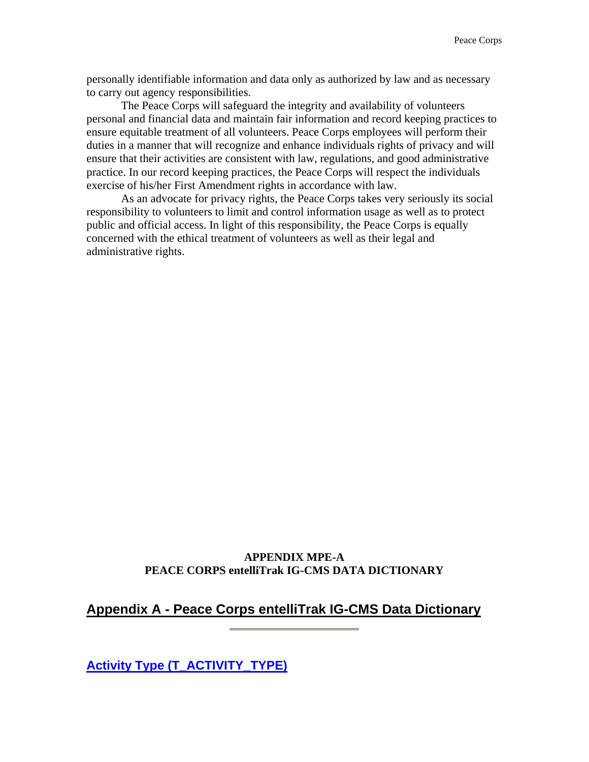personally identifiable information and data only as authorized by law and as necessary to carry out agency responsibilities.

The Peace Corps will safeguard the integrity and availability of volunteers personal and financial data and maintain fair information and record keeping practices to ensure equitable treatment of all volunteers. Peace Corps employees will perform their duties in a manner that will recognize and enhance individuals rights of privacy and will ensure that their activities are consistent with law, regulations, and good administrative practice. In our record keeping practices, the Peace Corps will respect the individuals exercise of his/her First Amendment rights in accordance with law.

As an advocate for privacy rights, the Peace Corps takes very seriously its social responsibility to volunteers to limit and control information usage as well as to protect public and official access. In light of this responsibility, the Peace Corps is equally concerned with the ethical treatment of volunteers as well as their legal and administrative rights.

**APPENDIX MPE-A**
**PEACE CORPS entelliTrak IG-CMS DATA DICTIONARY**

## Appendix A - Peace Corps entelliTrak IG-CMS Data Dictionary

### Activity Type (T_ACTIVITY_TYPE)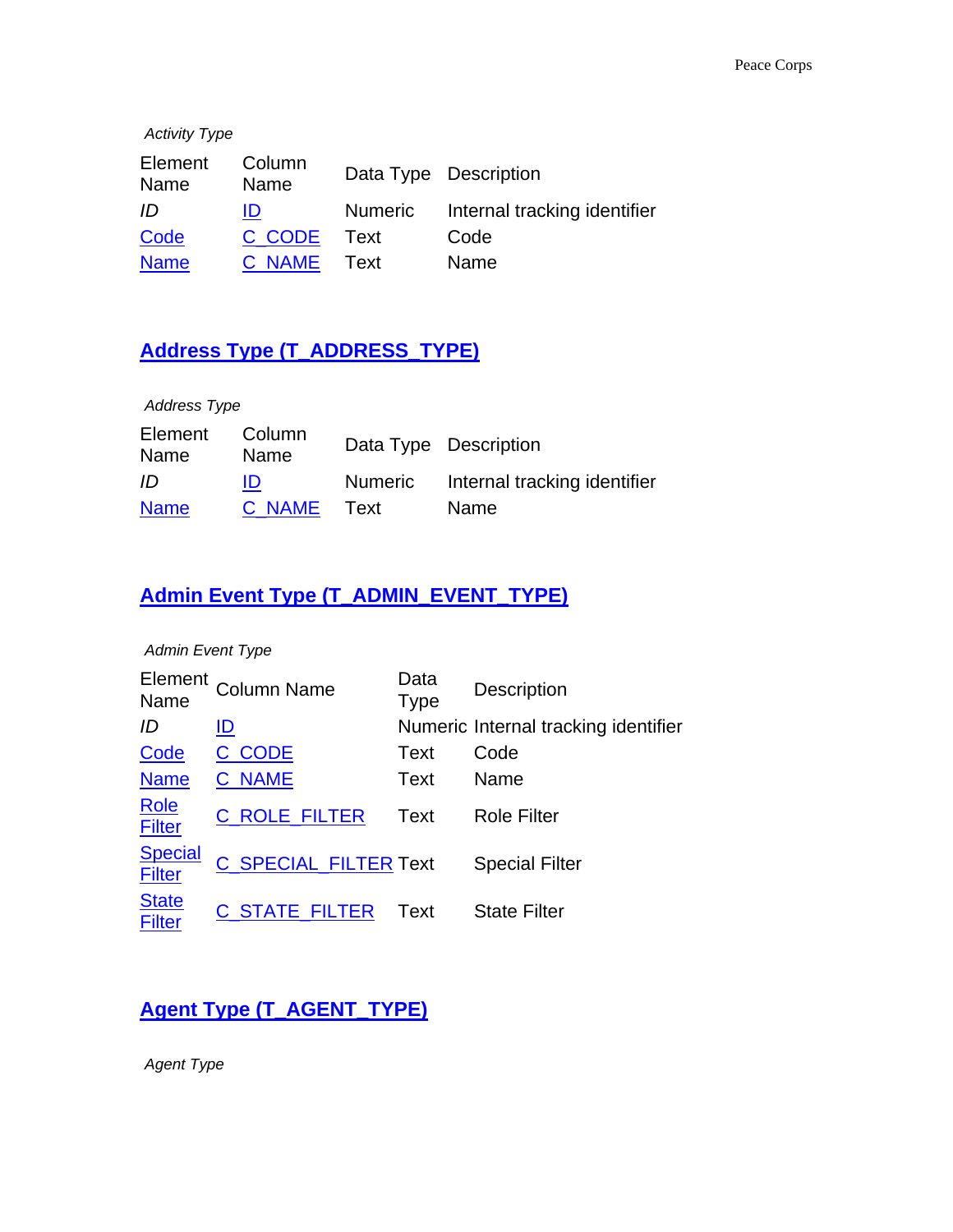*Activity Type*

| Element Name | Column Name | Data Type | Description |
|---|---|---|---|
| *ID* | ID | Numeric | Internal tracking identifier |
| Code | C_CODE | Text | Code |
| Name | C_NAME | Text | Name |

## Address Type (T_ADDRESS_TYPE)

*Address Type*

| Element Name | Column Name | Data Type | Description |
|---|---|---|---|
| *ID* | ID | Numeric | Internal tracking identifier |
| Name | C_NAME | Text | Name |

## Admin Event Type (T_ADMIN_EVENT_TYPE)

*Admin Event Type*

| Element Name | Column Name | Data Type | Description |
|---|---|---|---|
| *ID* | ID | Numeric | Internal tracking identifier |
| Code | C_CODE | Text | Code |
| Name | C_NAME | Text | Name |
| Role Filter | C_ROLE_FILTER | Text | Role Filter |
| Special Filter | C_SPECIAL_FILTER | Text | Special Filter |
| State Filter | C_STATE_FILTER | Text | State Filter |

## Agent Type (T_AGENT_TYPE)

*Agent Type*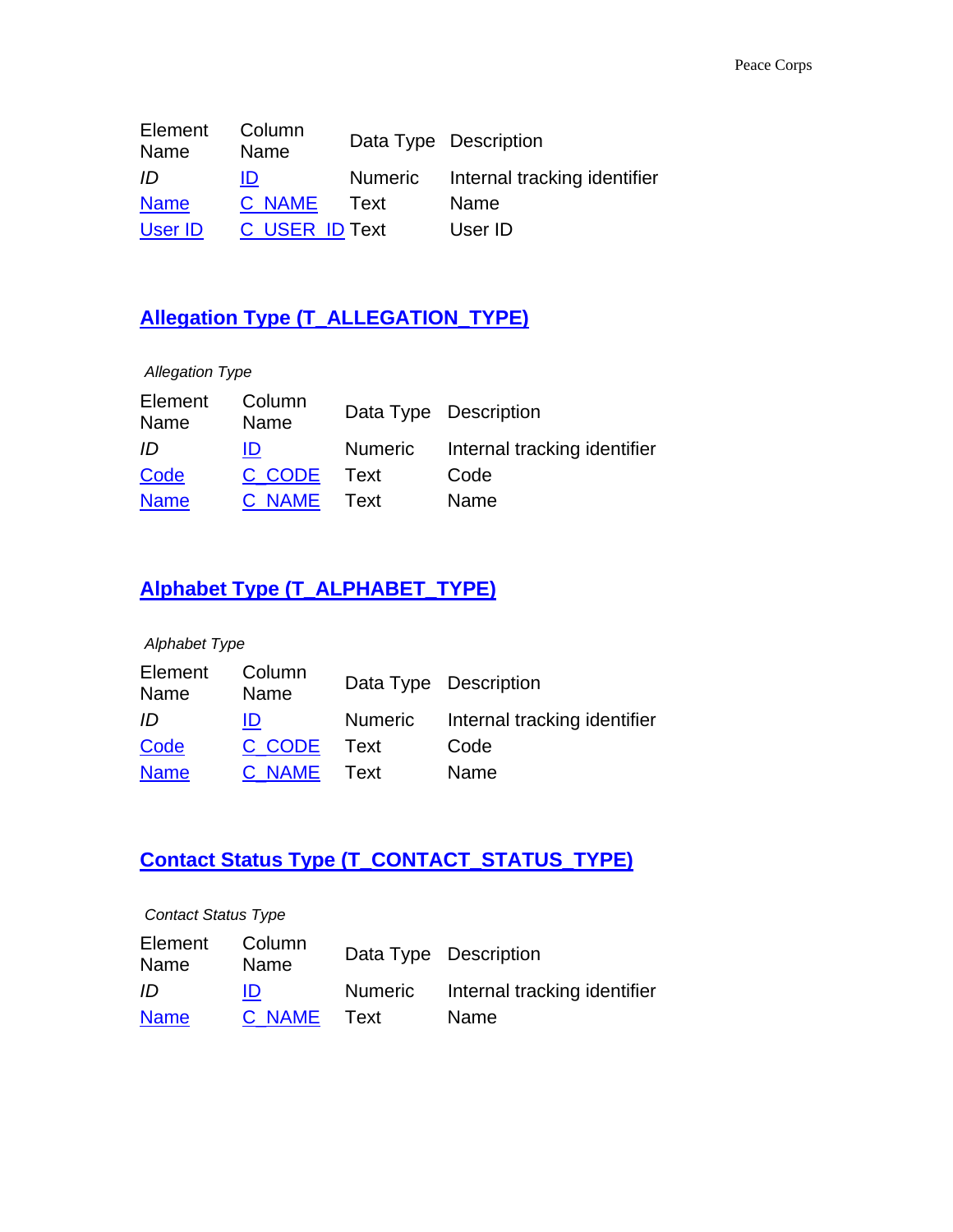| Element Name | Column Name | Data Type | Description |
| --- | --- | --- | --- |
| *ID* | ID | Numeric | Internal tracking identifier |
| Name | C_NAME | Text | Name |
| User ID | C_USER_ID | Text | User ID |

## Allegation Type (T_ALLEGATION_TYPE)

*Allegation Type*

| Element Name | Column Name | Data Type | Description |
| --- | --- | --- | --- |
| *ID* | ID | Numeric | Internal tracking identifier |
| Code | C_CODE | Text | Code |
| Name | C_NAME | Text | Name |

## Alphabet Type (T_ALPHABET_TYPE)

*Alphabet Type*

| Element Name | Column Name | Data Type | Description |
| --- | --- | --- | --- |
| *ID* | ID | Numeric | Internal tracking identifier |
| Code | C_CODE | Text | Code |
| Name | C_NAME | Text | Name |

## Contact Status Type (T_CONTACT_STATUS_TYPE)

*Contact Status Type*

| Element Name | Column Name | Data Type | Description |
| --- | --- | --- | --- |
| *ID* | ID | Numeric | Internal tracking identifier |
| Name | C_NAME | Text | Name |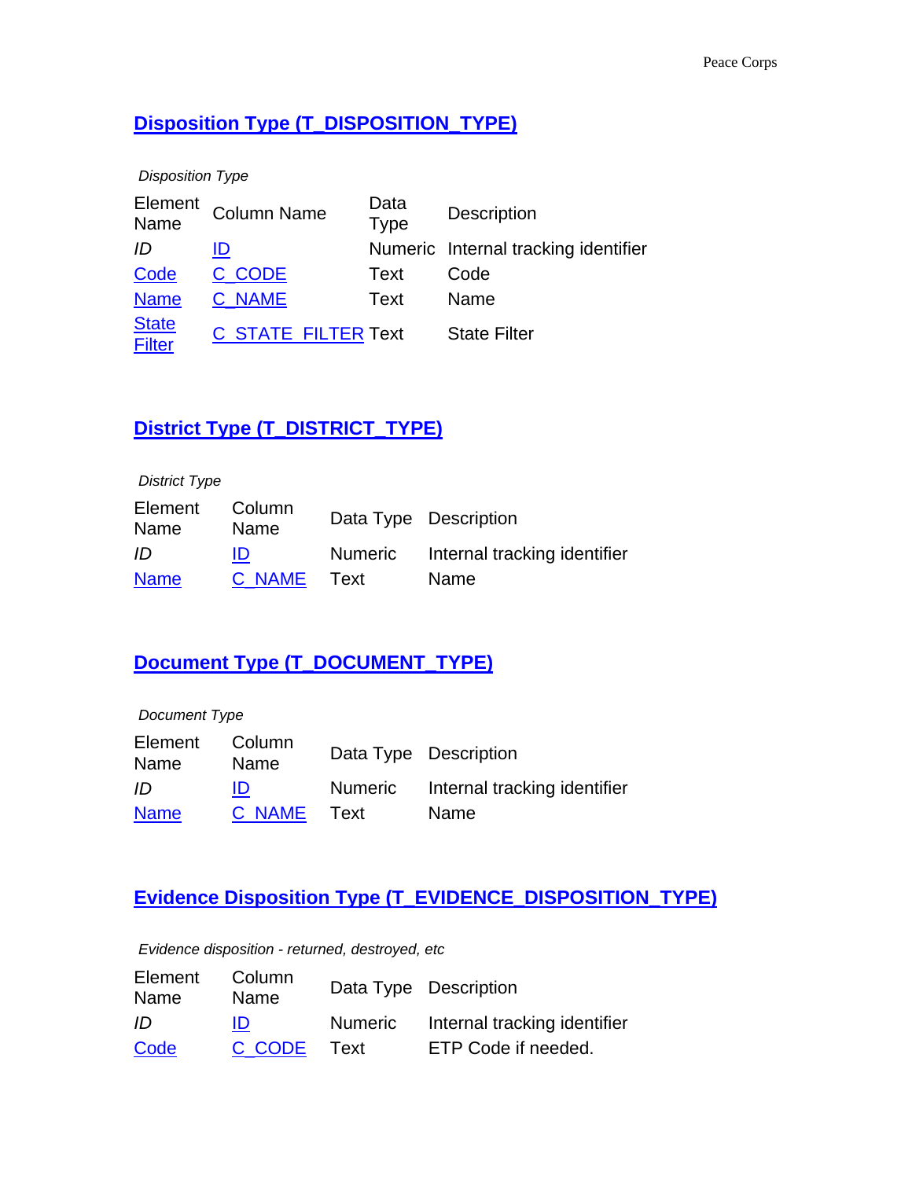## Disposition Type (T_DISPOSITION_TYPE)

*Disposition Type*

| Element Name | Column Name | Data Type | Description |
|---|---|---|---|
| *ID* | ID | Numeric | Internal tracking identifier |
| Code | C_CODE | Text | Code |
| Name | C_NAME | Text | Name |
| State Filter | C_STATE_FILTER | Text | State Filter |

## District Type (T_DISTRICT_TYPE)

*District Type*

| Element Name | Column Name | Data Type | Description |
|---|---|---|---|
| *ID* | ID | Numeric | Internal tracking identifier |
| Name | C_NAME | Text | Name |

## Document Type (T_DOCUMENT_TYPE)

*Document Type*

| Element Name | Column Name | Data Type | Description |
|---|---|---|---|
| *ID* | ID | Numeric | Internal tracking identifier |
| Name | C_NAME | Text | Name |

## Evidence Disposition Type (T_EVIDENCE_DISPOSITION_TYPE)

*Evidence disposition - returned, destroyed, etc*

| Element Name | Column Name | Data Type | Description |
|---|---|---|---|
| *ID* | ID | Numeric | Internal tracking identifier |
| Code | C_CODE | Text | ETP Code if needed. |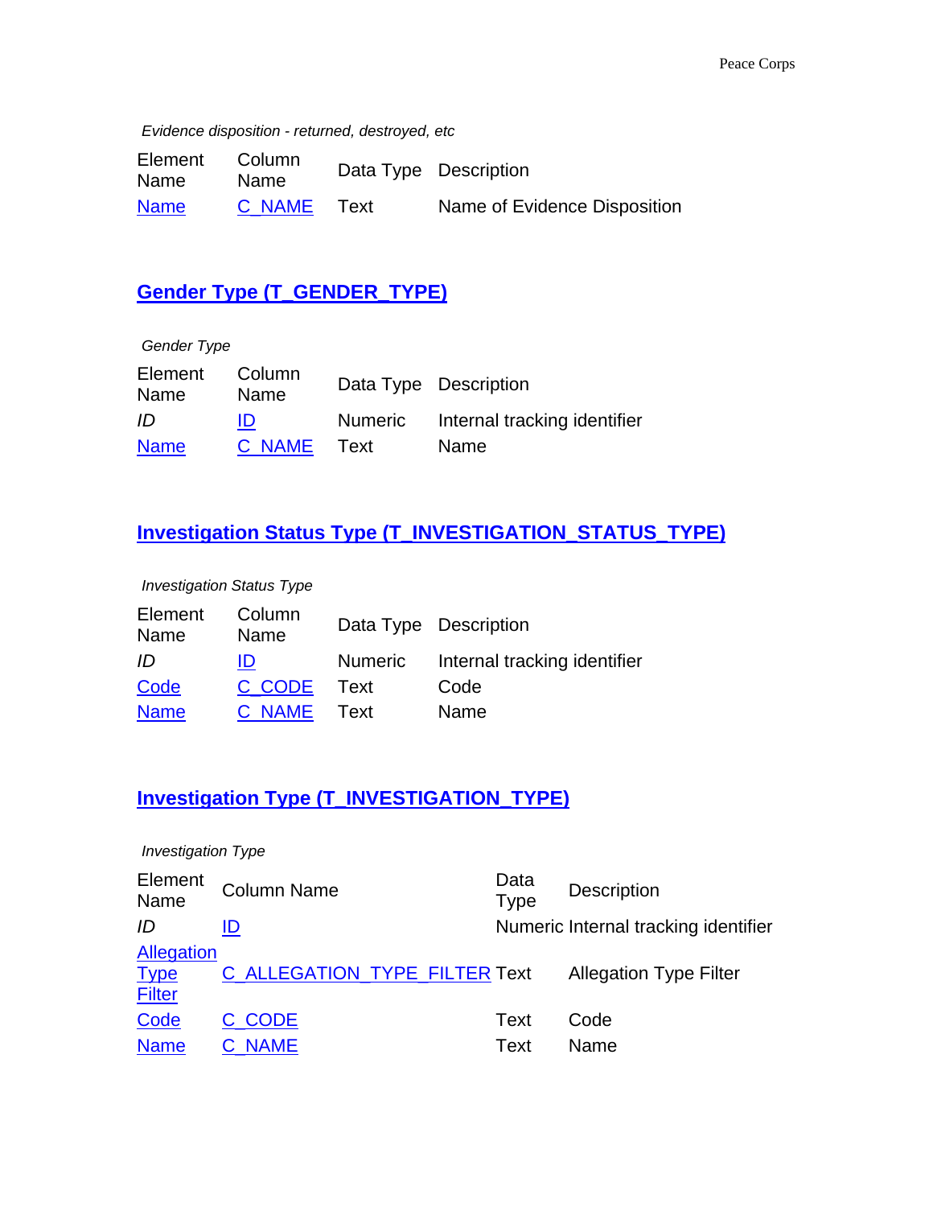*Evidence disposition - returned, destroyed, etc*

| Element Name | Column Name | Data Type | Description |
|---|---|---|---|
| Name | C_NAME | Text | Name of Evidence Disposition |

## Gender Type (T_GENDER_TYPE)

*Gender Type*

| Element Name | Column Name | Data Type | Description |
|---|---|---|---|
| *ID* | ID | Numeric | Internal tracking identifier |
| Name | C_NAME | Text | Name |

## Investigation Status Type (T_INVESTIGATION_STATUS_TYPE)

*Investigation Status Type*

| Element Name | Column Name | Data Type | Description |
|---|---|---|---|
| *ID* | ID | Numeric | Internal tracking identifier |
| Code | C_CODE | Text | Code |
| Name | C_NAME | Text | Name |

## Investigation Type (T_INVESTIGATION_TYPE)

*Investigation Type*

| Element Name | Column Name | Data Type | Description |
|---|---|---|---|
| *ID* | ID | Numeric | Internal tracking identifier |
| Allegation Type Filter | C_ALLEGATION_TYPE_FILTER | Text | Allegation Type Filter |
| Code | C_CODE | Text | Code |
| Name | C_NAME | Text | Name |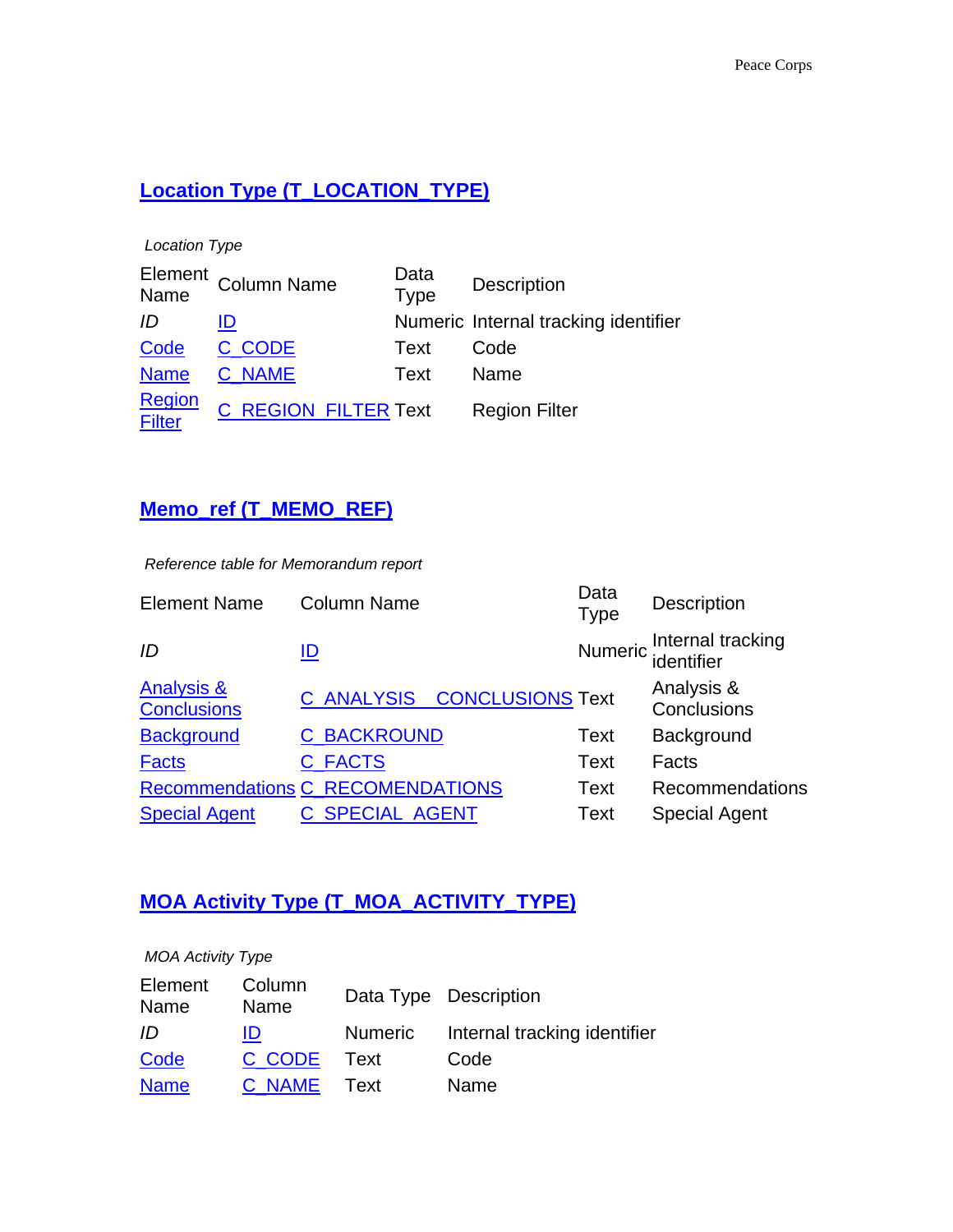## Location Type (T_LOCATION_TYPE)

*Location Type*

| Element Name | Column Name | Data Type | Description |
|---|---|---|---|
| *ID* | ID | Numeric | Internal tracking identifier |
| Code | C_CODE | Text | Code |
| Name | C_NAME | Text | Name |
| Region Filter | C_REGION_FILTER | Text | Region Filter |

## Memo_ref (T_MEMO_REF)

*Reference table for Memorandum report*

| Element Name | Column Name | Data Type | Description |
|---|---|---|---|
| *ID* | ID | Numeric | Internal tracking identifier |
| Analysis & Conclusions | C_ANALYSIS__CONCLUSIONS | Text | Analysis & Conclusions |
| Background | C_BACKROUND | Text | Background |
| Facts | C_FACTS | Text | Facts |
| Recommendations | C_RECOMENDATIONS | Text | Recommendations |
| Special Agent | C_SPECIAL_AGENT | Text | Special Agent |

## MOA Activity Type (T_MOA_ACTIVITY_TYPE)

*MOA Activity Type*

| Element Name | Column Name | Data Type | Description |
|---|---|---|---|
| *ID* | ID | Numeric | Internal tracking identifier |
| Code | C_CODE | Text | Code |
| Name | C_NAME | Text | Name |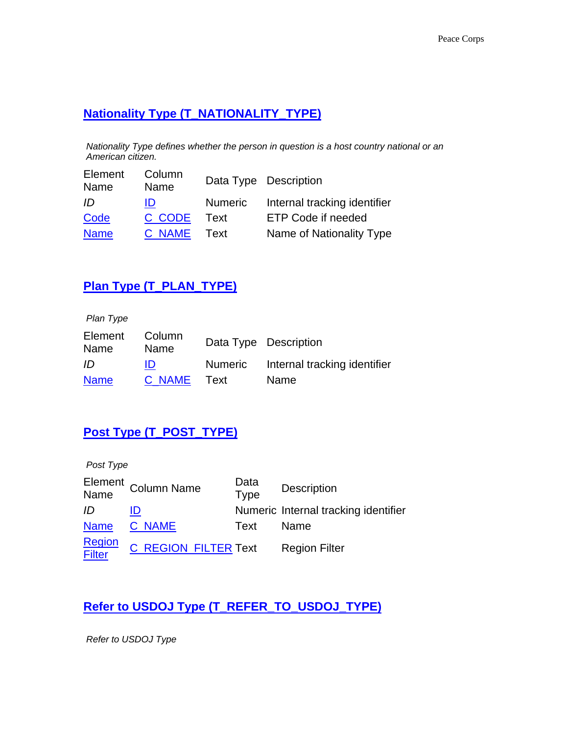## Nationality Type (T_NATIONALITY_TYPE)

*Nationality Type defines whether the person in question is a host country national or an American citizen.*

| Element Name | Column Name | Data Type | Description |
|---|---|---|---|
| *ID* | ID | Numeric | Internal tracking identifier |
| Code | C_CODE | Text | ETP Code if needed |
| Name | C_NAME | Text | Name of Nationality Type |

## Plan Type (T_PLAN_TYPE)

*Plan Type*

| Element Name | Column Name | Data Type | Description |
|---|---|---|---|
| *ID* | ID | Numeric | Internal tracking identifier |
| Name | C_NAME | Text | Name |

## Post Type (T_POST_TYPE)

*Post Type*

| Element Name | Column Name | Data Type | Description |
|---|---|---|---|
| *ID* | ID | Numeric | Internal tracking identifier |
| Name | C_NAME | Text | Name |
| Region Filter | C_REGION_FILTER | Text | Region Filter |

## Refer to USDOJ Type (T_REFER_TO_USDOJ_TYPE)

*Refer to USDOJ Type*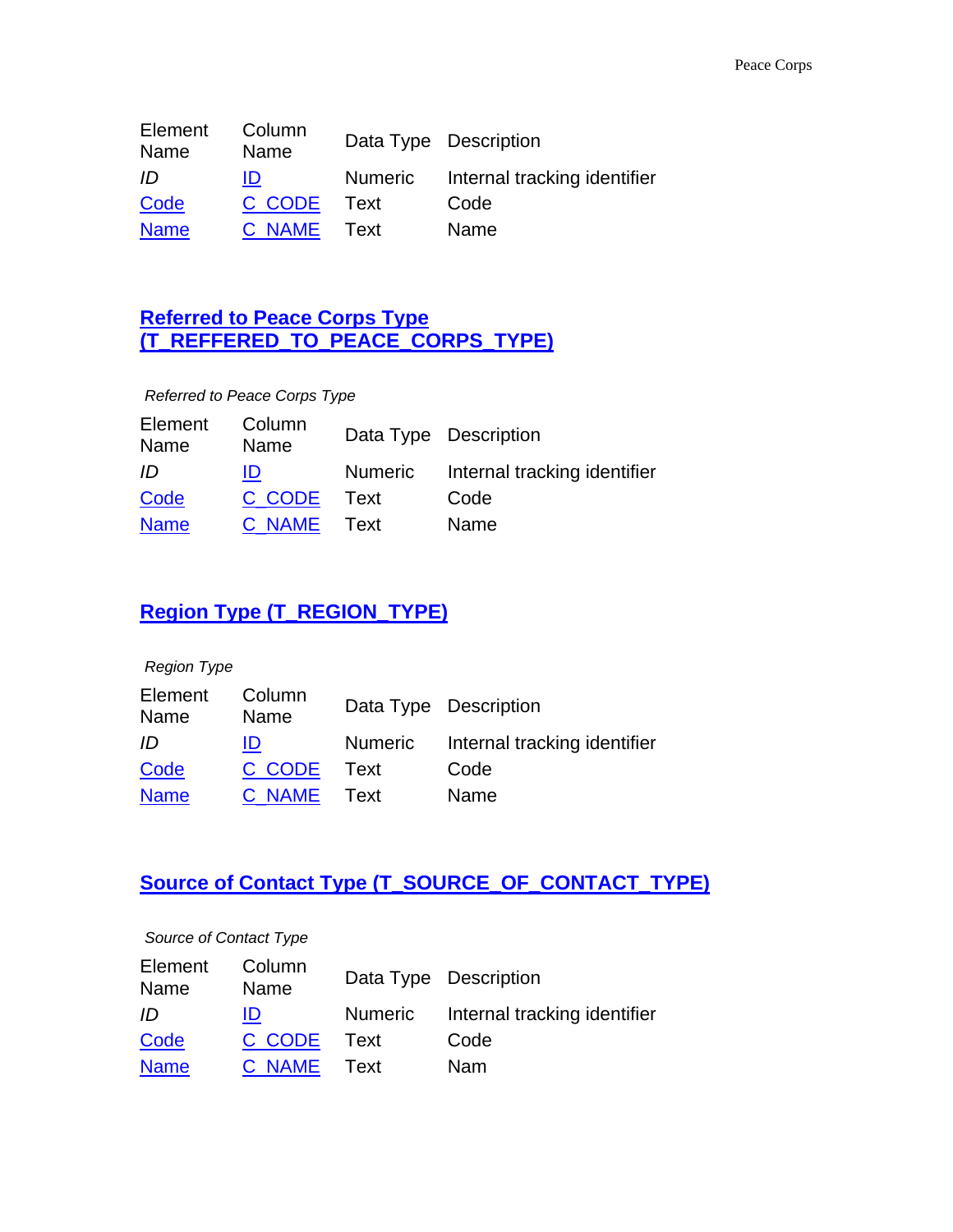| Element Name | Column Name | Data Type | Description |
| --- | --- | --- | --- |
| *ID* | ID | Numeric | Internal tracking identifier |
| Code | C_CODE | Text | Code |
| Name | C_NAME | Text | Name |

## Referred to Peace Corps Type (T_REFFERED_TO_PEACE_CORPS_TYPE)

*Referred to Peace Corps Type*

| Element Name | Column Name | Data Type | Description |
| --- | --- | --- | --- |
| *ID* | ID | Numeric | Internal tracking identifier |
| Code | C_CODE | Text | Code |
| Name | C_NAME | Text | Name |

## Region Type (T_REGION_TYPE)

*Region Type*

| Element Name | Column Name | Data Type | Description |
| --- | --- | --- | --- |
| *ID* | ID | Numeric | Internal tracking identifier |
| Code | C_CODE | Text | Code |
| Name | C_NAME | Text | Name |

## Source of Contact Type (T_SOURCE_OF_CONTACT_TYPE)

*Source of Contact Type*

| Element Name | Column Name | Data Type | Description |
| --- | --- | --- | --- |
| *ID* | ID | Numeric | Internal tracking identifier |
| Code | C_CODE | Text | Code |
| Name | C_NAME | Text | Nam |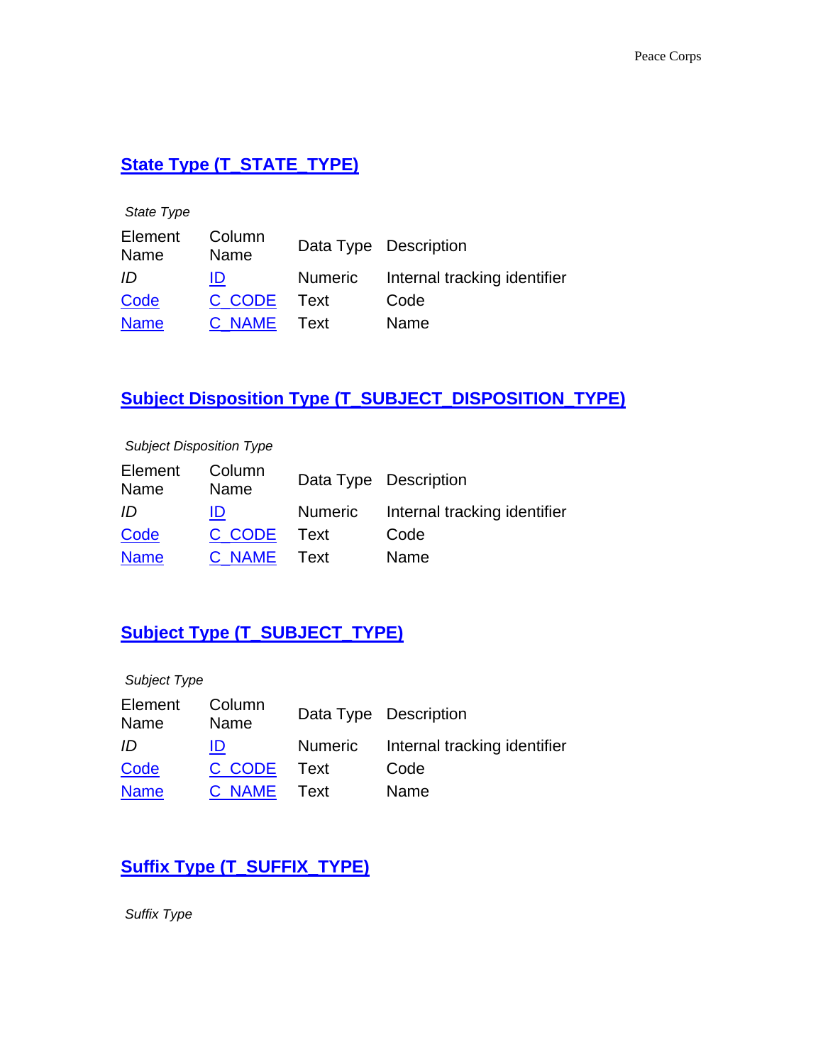## State Type (T_STATE_TYPE)

*State Type*

| Element Name | Column Name | Data Type | Description |
|---|---|---|---|
| *ID* | ID | Numeric | Internal tracking identifier |
| Code | C_CODE | Text | Code |
| Name | C_NAME | Text | Name |

## Subject Disposition Type (T_SUBJECT_DISPOSITION_TYPE)

*Subject Disposition Type*

| Element Name | Column Name | Data Type | Description |
|---|---|---|---|
| *ID* | ID | Numeric | Internal tracking identifier |
| Code | C_CODE | Text | Code |
| Name | C_NAME | Text | Name |

## Subject Type (T_SUBJECT_TYPE)

*Subject Type*

| Element Name | Column Name | Data Type | Description |
|---|---|---|---|
| *ID* | ID | Numeric | Internal tracking identifier |
| Code | C_CODE | Text | Code |
| Name | C_NAME | Text | Name |

## Suffix Type (T_SUFFIX_TYPE)

*Suffix Type*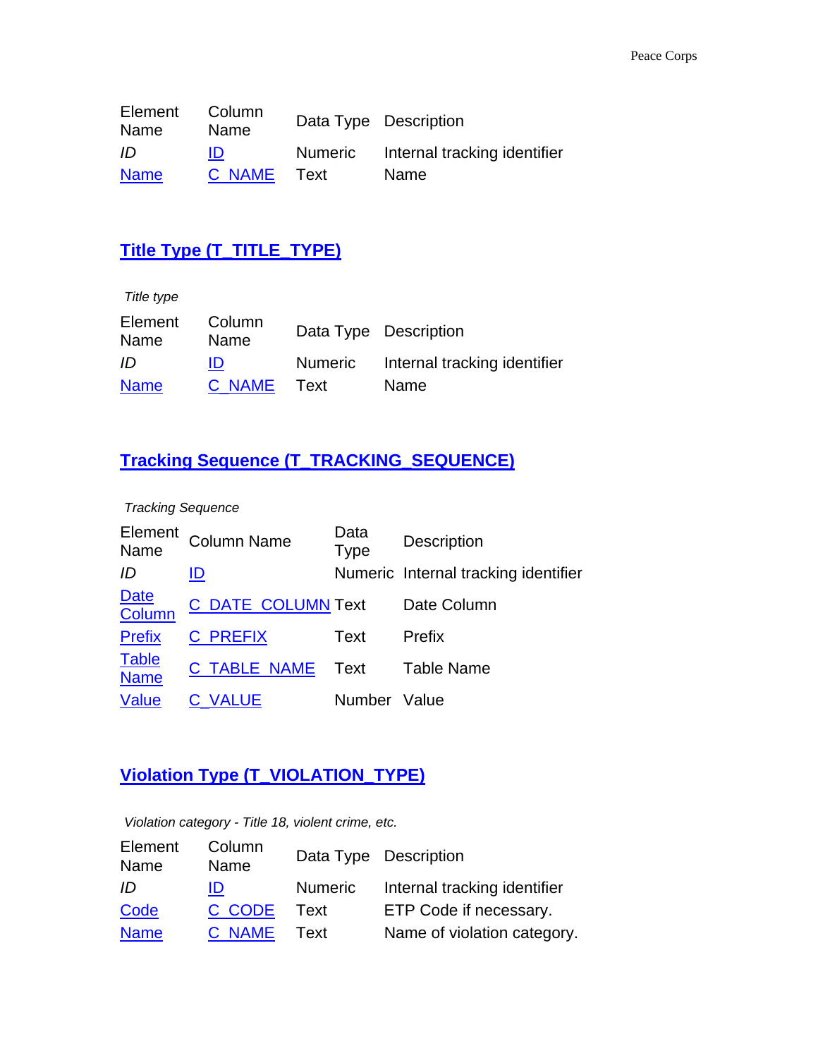| Element Name | Column Name | Data Type | Description |
|---|---|---|---|
| *ID* | ID | Numeric | Internal tracking identifier |
| Name | C_NAME | Text | Name |

## Title Type (T_TITLE_TYPE)

*Title type*

| Element Name | Column Name | Data Type | Description |
|---|---|---|---|
| *ID* | ID | Numeric | Internal tracking identifier |
| Name | C_NAME | Text | Name |

## Tracking Sequence (T_TRACKING_SEQUENCE)

*Tracking Sequence*

| Element Name | Column Name | Data Type | Description |
|---|---|---|---|
| *ID* | ID | Numeric | Internal tracking identifier |
| Date Column | C_DATE_COLUMN | Text | Date Column |
| Prefix | C_PREFIX | Text | Prefix |
| Table Name | C_TABLE_NAME | Text | Table Name |
| Value | C_VALUE | Number | Value |

## Violation Type (T_VIOLATION_TYPE)

*Violation category - Title 18, violent crime, etc.*

| Element Name | Column Name | Data Type | Description |
|---|---|---|---|
| *ID* | ID | Numeric | Internal tracking identifier |
| Code | C_CODE | Text | ETP Code if necessary. |
| Name | C_NAME | Text | Name of violation category. |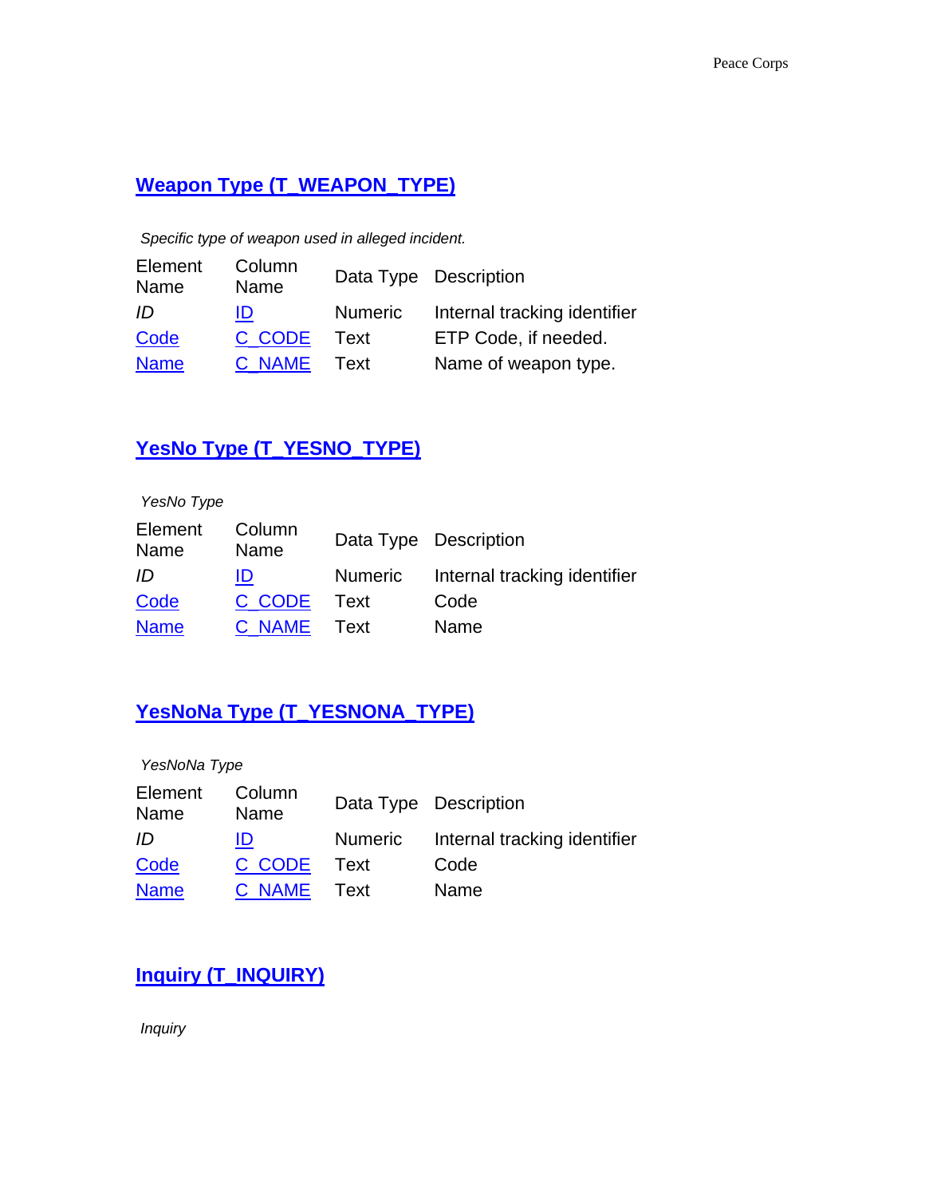## Weapon Type (T_WEAPON_TYPE)

*Specific type of weapon used in alleged incident.*

| Element Name | Column Name | Data Type | Description |
|---|---|---|---|
| *ID* | ID | Numeric | Internal tracking identifier |
| Code | C_CODE | Text | ETP Code, if needed. |
| Name | C_NAME | Text | Name of weapon type. |

## YesNo Type (T_YESNO_TYPE)

*YesNo Type*

| Element Name | Column Name | Data Type | Description |
|---|---|---|---|
| *ID* | ID | Numeric | Internal tracking identifier |
| Code | C_CODE | Text | Code |
| Name | C_NAME | Text | Name |

## YesNoNa Type (T_YESNONA_TYPE)

*YesNoNa Type*

| Element Name | Column Name | Data Type | Description |
|---|---|---|---|
| *ID* | ID | Numeric | Internal tracking identifier |
| Code | C_CODE | Text | Code |
| Name | C_NAME | Text | Name |

## Inquiry (T_INQUIRY)

*Inquiry*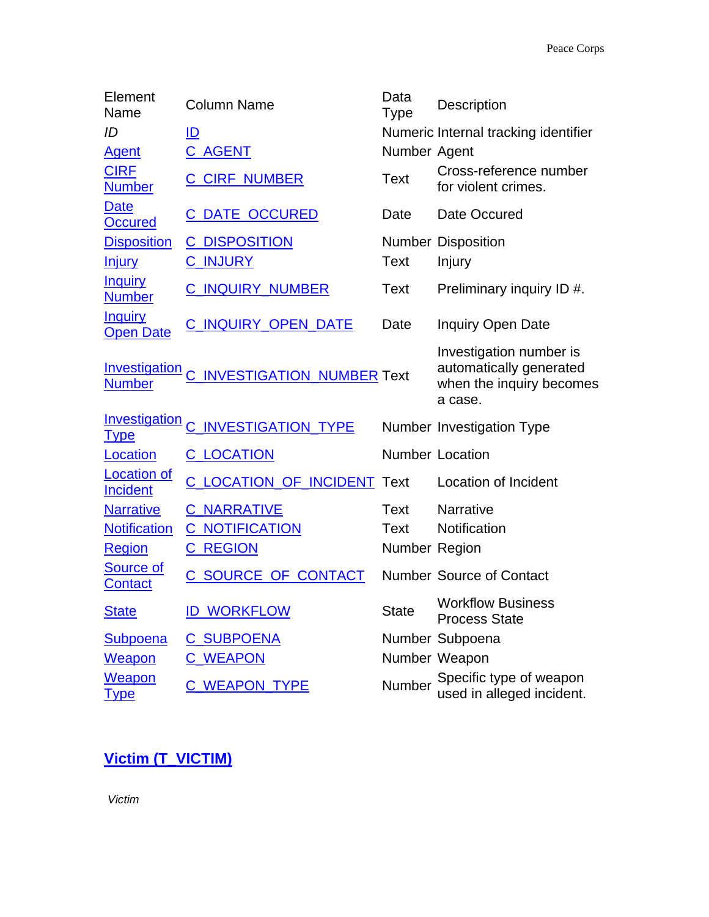| Element Name | Column Name | Data Type | Description |
|---|---|---|---|
| *ID* | ID | Numeric | Internal tracking identifier |
| Agent | C_AGENT | Number | Agent |
| CIRF Number | C_CIRF_NUMBER | Text | Cross-reference number for violent crimes. |
| Date Occured | C_DATE_OCCURED | Date | Date Occured |
| Disposition | C_DISPOSITION | Number | Disposition |
| Injury | C_INJURY | Text | Injury |
| Inquiry Number | C_INQUIRY_NUMBER | Text | Preliminary inquiry ID #. |
| Inquiry Open Date | C_INQUIRY_OPEN_DATE | Date | Inquiry Open Date |
| Investigation Number | C_INVESTIGATION_NUMBER | Text | Investigation number is automatically generated when the inquiry becomes a case. |
| Investigation Type | C_INVESTIGATION_TYPE | Number | Investigation Type |
| Location | C_LOCATION | Number | Location |
| Location of Incident | C_LOCATION_OF_INCIDENT | Text | Location of Incident |
| Narrative | C_NARRATIVE | Text | Narrative |
| Notification | C_NOTIFICATION | Text | Notification |
| Region | C_REGION | Number | Region |
| Source of Contact | C_SOURCE_OF_CONTACT | Number | Source of Contact |
| State | ID_WORKFLOW | State | Workflow Business Process State |
| Subpoena | C_SUBPOENA | Number | Subpoena |
| Weapon | C_WEAPON | Number | Weapon |
| Weapon Type | C_WEAPON_TYPE | Number | Specific type of weapon used in alleged incident. |

## Victim (T_VICTIM)

*Victim*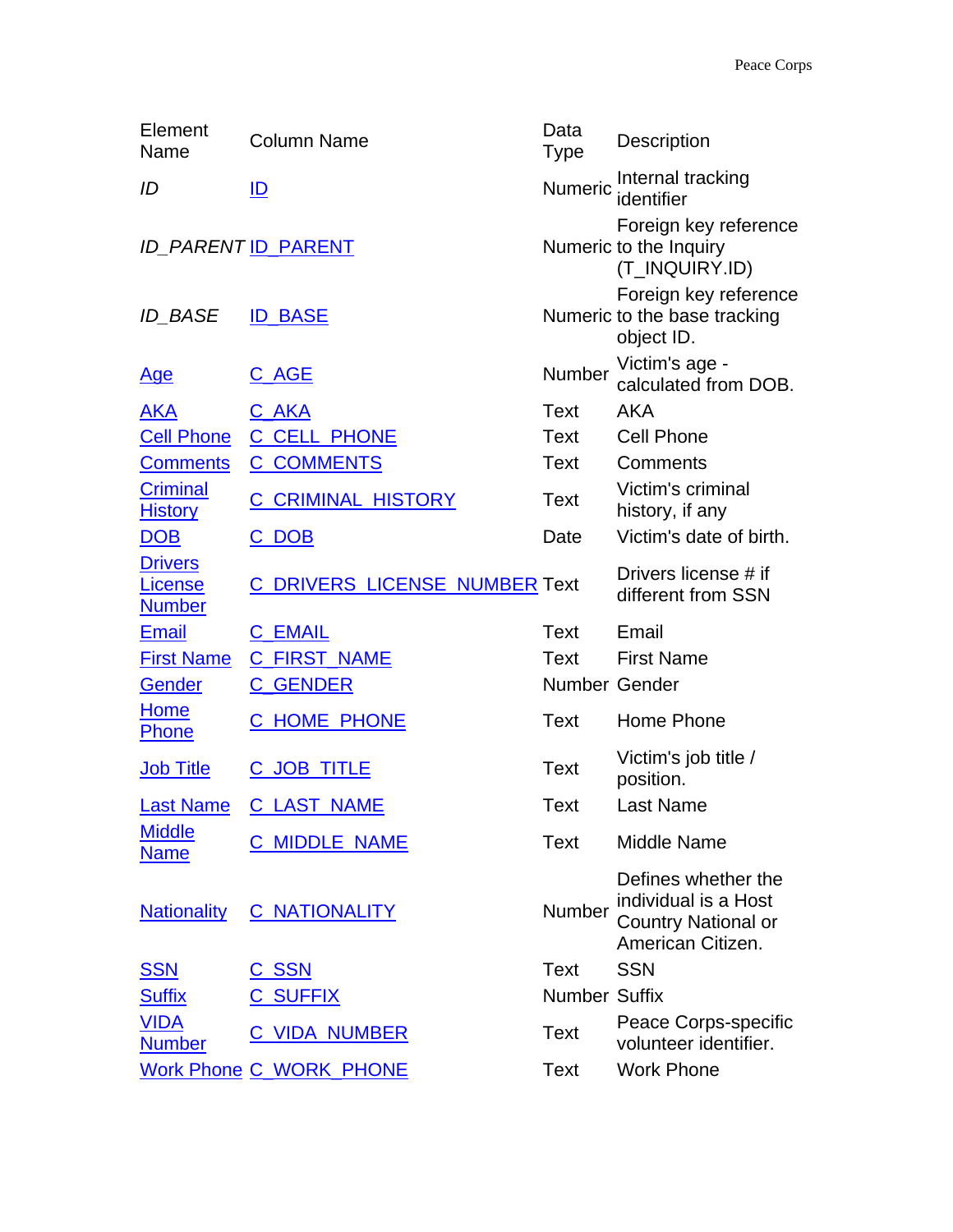| Element Name | Column Name | Data Type | Description |
|---|---|---|---|
| *ID* | ID | Numeric | Internal tracking identifier |
| *ID_PARENT* | ID_PARENT | Numeric | Foreign key reference to the Inquiry (T_INQUIRY.ID) |
| *ID_BASE* | ID_BASE | Numeric | Foreign key reference to the base tracking object ID. |
| Age | C_AGE | Number | Victim's age - calculated from DOB. |
| AKA | C_AKA | Text | AKA |
| Cell Phone | C_CELL_PHONE | Text | Cell Phone |
| Comments | C_COMMENTS | Text | Comments |
| Criminal History | C_CRIMINAL_HISTORY | Text | Victim's criminal history, if any |
| DOB | C_DOB | Date | Victim's date of birth. |
| Drivers License Number | C_DRIVERS_LICENSE_NUMBER | Text | Drivers license # if different from SSN |
| Email | C_EMAIL | Text | Email |
| First Name | C_FIRST_NAME | Text | First Name |
| Gender | C_GENDER | Number | Gender |
| Home Phone | C_HOME_PHONE | Text | Home Phone |
| Job Title | C_JOB_TITLE | Text | Victim's job title / position. |
| Last Name | C_LAST_NAME | Text | Last Name |
| Middle Name | C_MIDDLE_NAME | Text | Middle Name |
| Nationality | C_NATIONALITY | Number | Defines whether the individual is a Host Country National or American Citizen. |
| SSN | C_SSN | Text | SSN |
| Suffix | C_SUFFIX | Number | Suffix |
| VIDA Number | C_VIDA_NUMBER | Text | Peace Corps-specific volunteer identifier. |
| Work Phone | C_WORK_PHONE | Text | Work Phone |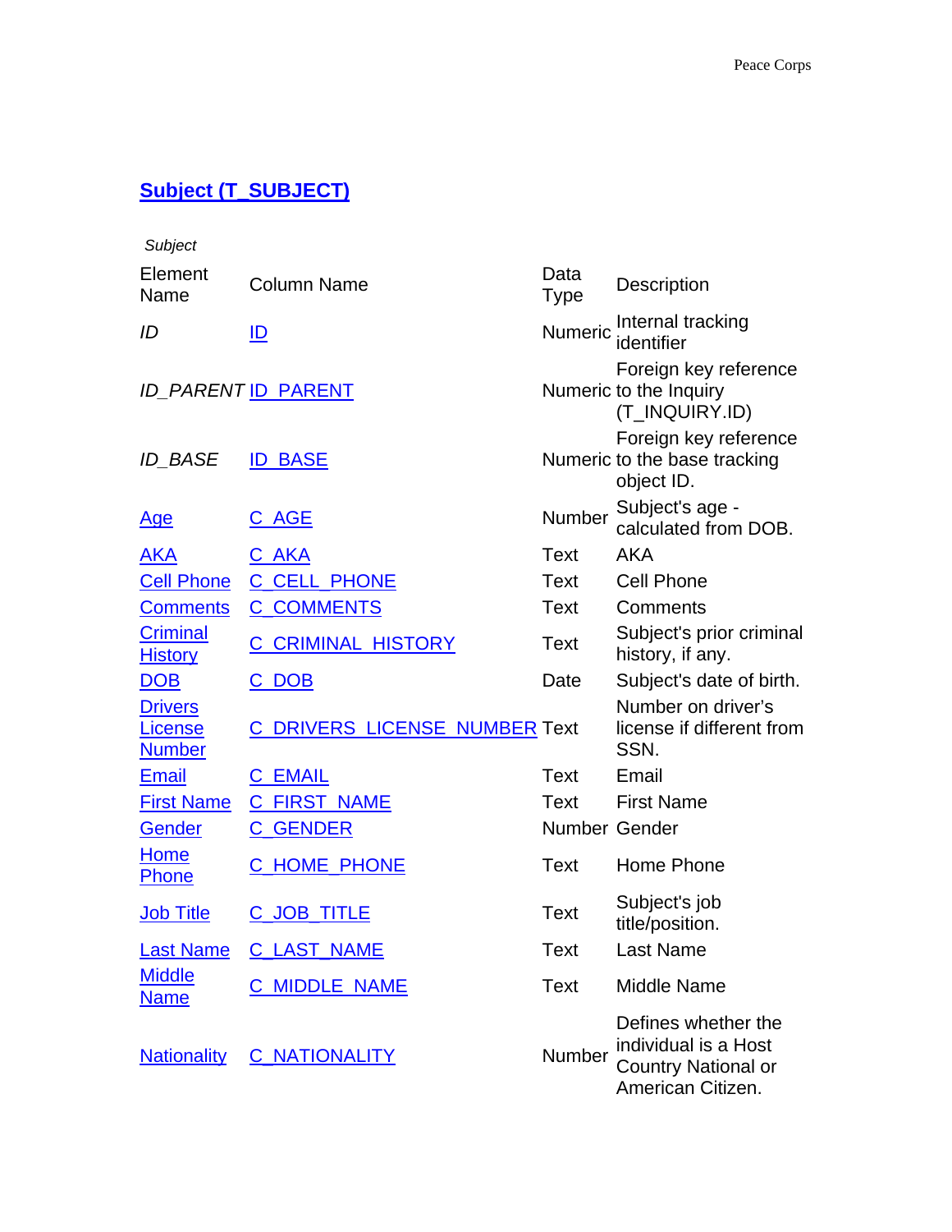## Subject (T_SUBJECT)

*Subject*

| Element Name | Column Name | Data Type | Description |
|---|---|---|---|
| *ID* | ID | Numeric | Internal tracking identifier |
| *ID_PARENT* | ID_PARENT | Numeric | Foreign key reference to the Inquiry (T_INQUIRY.ID) |
| *ID_BASE* | ID_BASE | Numeric | Foreign key reference to the base tracking object ID. |
| Age | C_AGE | Number | Subject's age - calculated from DOB. |
| AKA | C_AKA | Text | AKA |
| Cell Phone | C_CELL_PHONE | Text | Cell Phone |
| Comments | C_COMMENTS | Text | Comments |
| Criminal History | C_CRIMINAL_HISTORY | Text | Subject's prior criminal history, if any. |
| DOB | C_DOB | Date | Subject's date of birth. |
| Drivers License Number | C_DRIVERS_LICENSE_NUMBER | Text | Number on driver's license if different from SSN. |
| Email | C_EMAIL | Text | Email |
| First Name | C_FIRST_NAME | Text | First Name |
| Gender | C_GENDER | Number | Gender |
| Home Phone | C_HOME_PHONE | Text | Home Phone |
| Job Title | C_JOB_TITLE | Text | Subject's job title/position. |
| Last Name | C_LAST_NAME | Text | Last Name |
| Middle Name | C_MIDDLE_NAME | Text | Middle Name |
| Nationality | C_NATIONALITY | Number | Defines whether the individual is a Host Country National or American Citizen. |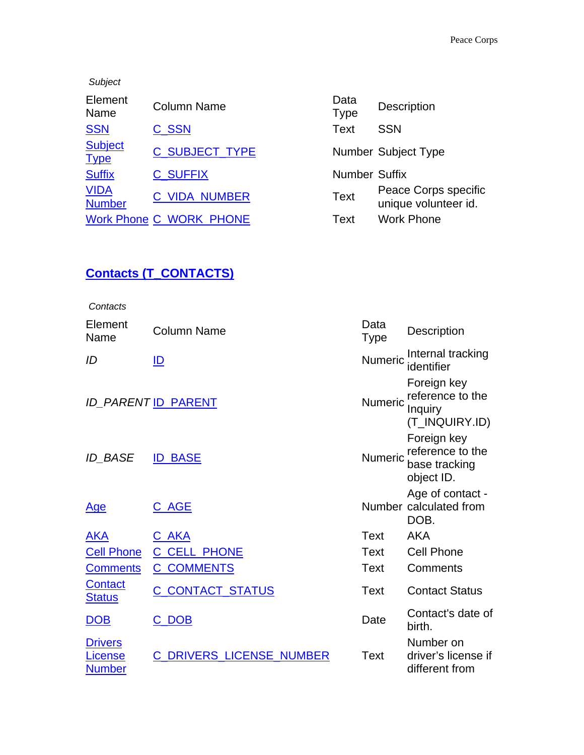*Subject*

| Element Name | Column Name | Data Type | Description |
|---|---|---|---|
| SSN | C_SSN | Text | SSN |
| Subject Type | C_SUBJECT_TYPE | Number | Subject Type |
| Suffix | C_SUFFIX | Number | Suffix |
| VIDA Number | C_VIDA_NUMBER | Text | Peace Corps specific unique volunteer id. |
| Work Phone | C_WORK_PHONE | Text | Work Phone |

## Contacts (T_CONTACTS)

*Contacts*

| Element Name | Column Name | Data Type | Description |
|---|---|---|---|
| *ID* | ID | Numeric | Internal tracking identifier |
| *ID_PARENT* | ID_PARENT | Numeric | Foreign key reference to the Inquiry (T_INQUIRY.ID) |
| *ID_BASE* | ID_BASE | Numeric | Foreign key reference to the base tracking object ID. |
| Age | C_AGE | Number | Age of contact - calculated from DOB. |
| AKA | C_AKA | Text | AKA |
| Cell Phone | C_CELL_PHONE | Text | Cell Phone |
| Comments | C_COMMENTS | Text | Comments |
| Contact Status | C_CONTACT_STATUS | Text | Contact Status |
| DOB | C_DOB | Date | Contact's date of birth. |
| Drivers License Number | C_DRIVERS_LICENSE_NUMBER | Text | Number on driver's license if different from |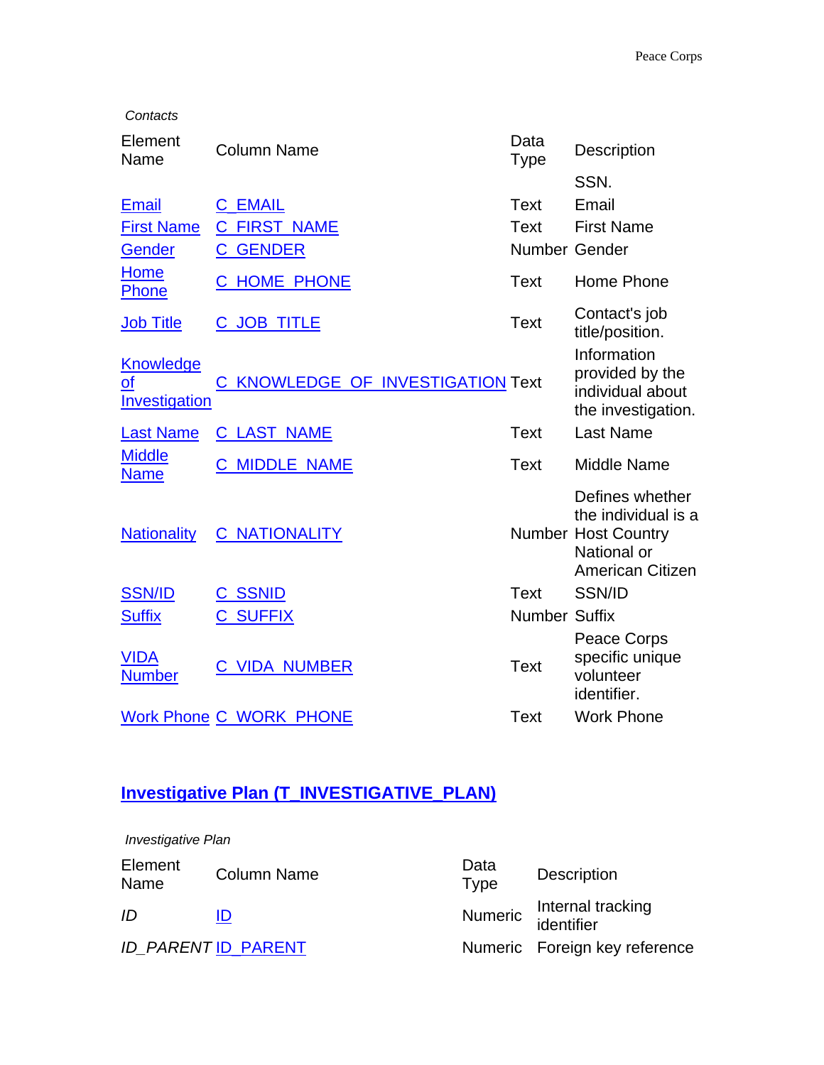*Contacts*

| Element Name | Column Name | Data Type | Description |
|---|---|---|---|
| | | | SSN. |
| Email | C_EMAIL | Text | Email |
| First Name | C_FIRST_NAME | Text | First Name |
| Gender | C_GENDER | Number | Gender |
| Home Phone | C_HOME_PHONE | Text | Home Phone |
| Job Title | C_JOB_TITLE | Text | Contact's job title/position. |
| Knowledge of Investigation | C_KNOWLEDGE_OF_INVESTIGATION | Text | Information provided by the individual about the investigation. |
| Last Name | C_LAST_NAME | Text | Last Name |
| Middle Name | C_MIDDLE_NAME | Text | Middle Name |
| Nationality | C_NATIONALITY | Number | Defines whether the individual is a Host Country National or American Citizen |
| SSN/ID | C_SSNID | Text | SSN/ID |
| Suffix | C_SUFFIX | Number | Suffix |
| VIDA Number | C_VIDA_NUMBER | Text | Peace Corps specific unique volunteer identifier. |
| Work Phone | C_WORK_PHONE | Text | Work Phone |

## Investigative Plan (T_INVESTIGATIVE_PLAN)

*Investigative Plan*

| Element Name | Column Name | Data Type | Description |
|---|---|---|---|
| *ID* | ID | Numeric | Internal tracking identifier |
| *ID_PARENT* | ID_PARENT | Numeric | Foreign key reference |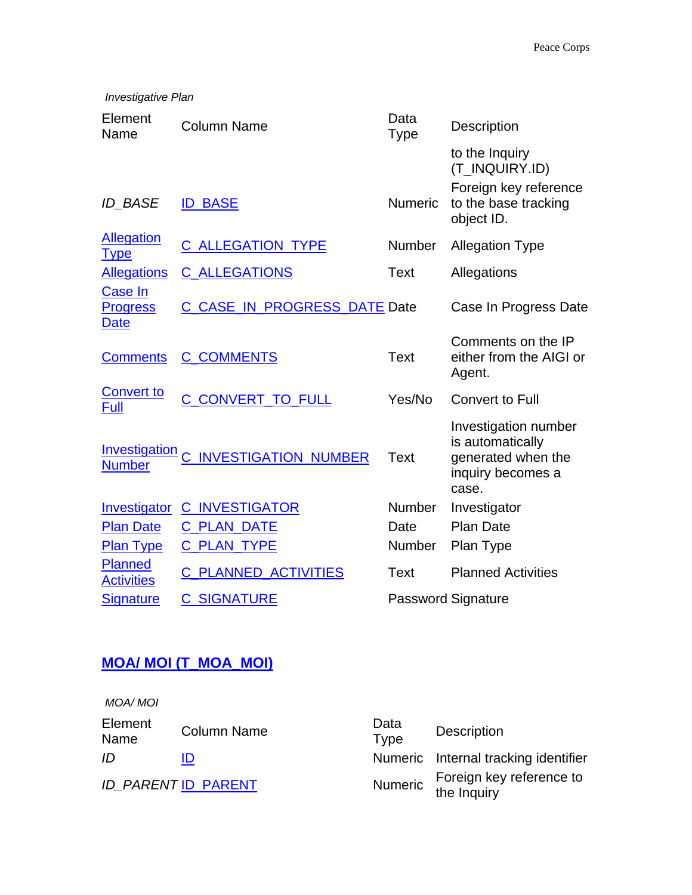*Investigative Plan*

| Element Name | Column Name | Data Type | Description |
|---|---|---|---|
| | | | to the Inquiry (T_INQUIRY.ID) |
| *ID_BASE* | ID_BASE | Numeric | Foreign key reference to the base tracking object ID. |
| Allegation Type | C_ALLEGATION_TYPE | Number | Allegation Type |
| Allegations | C_ALLEGATIONS | Text | Allegations |
| Case In Progress Date | C_CASE_IN_PROGRESS_DATE | Date | Case In Progress Date |
| Comments | C_COMMENTS | Text | Comments on the IP either from the AIGI or Agent. |
| Convert to Full | C_CONVERT_TO_FULL | Yes/No | Convert to Full |
| Investigation Number | C_INVESTIGATION_NUMBER | Text | Investigation number is automatically generated when the inquiry becomes a case. |
| Investigator | C_INVESTIGATOR | Number | Investigator |
| Plan Date | C_PLAN_DATE | Date | Plan Date |
| Plan Type | C_PLAN_TYPE | Number | Plan Type |
| Planned Activities | C_PLANNED_ACTIVITIES | Text | Planned Activities |
| Signature | C_SIGNATURE | Password | Signature |

## MOA/ MOI (T_MOA_MOI)

*MOA/ MOI*

| Element Name | Column Name | Data Type | Description |
|---|---|---|---|
| *ID* | ID | Numeric | Internal tracking identifier |
| *ID_PARENT* | ID_PARENT | Numeric | Foreign key reference to the Inquiry |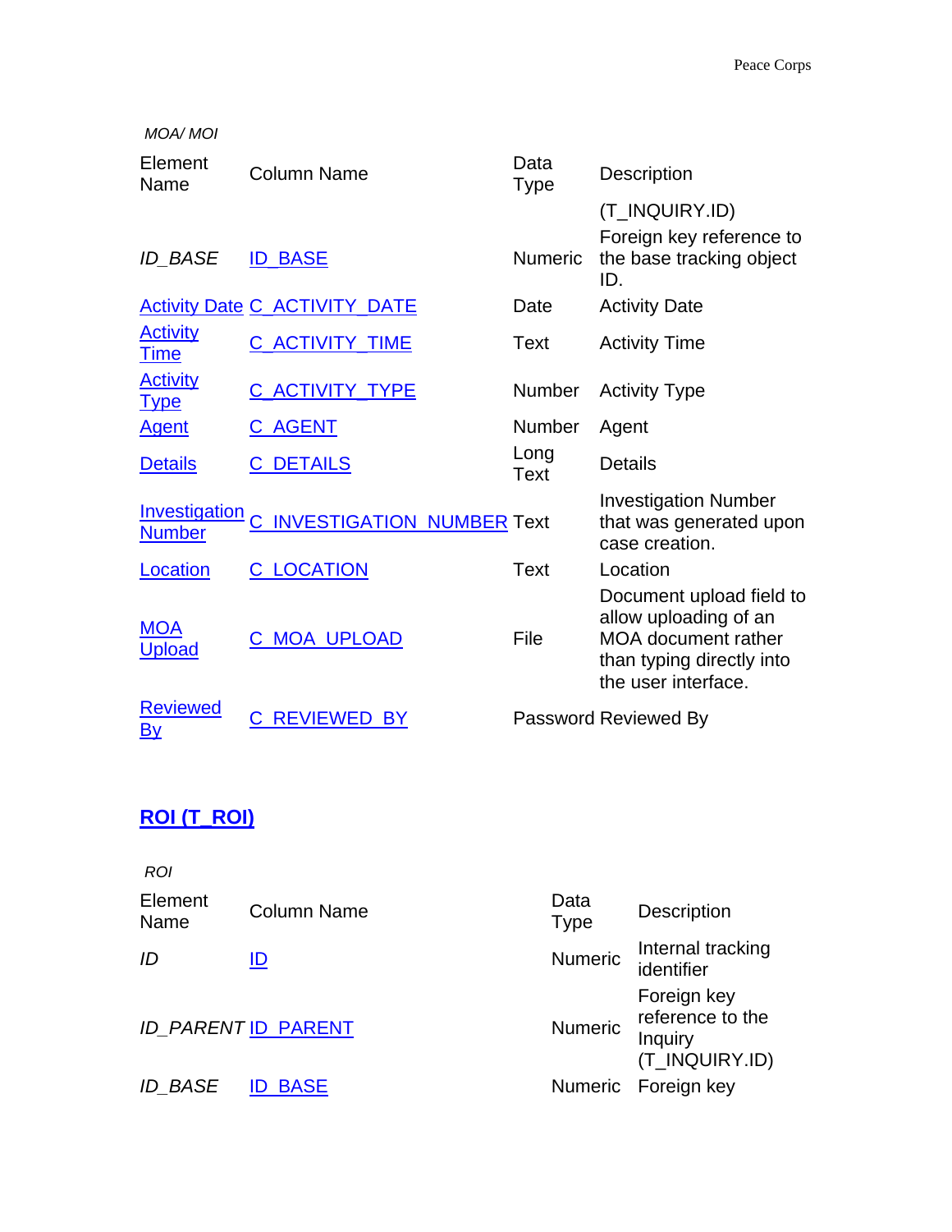*MOA/ MOI*

| Element Name | Column Name | Data Type | Description |
|---|---|---|---|
| | | | (T_INQUIRY.ID) |
| *ID_BASE* | ID_BASE | Numeric | Foreign key reference to the base tracking object ID. |
| Activity Date | C_ACTIVITY_DATE | Date | Activity Date |
| Activity Time | C_ACTIVITY_TIME | Text | Activity Time |
| Activity Type | C_ACTIVITY_TYPE | Number | Activity Type |
| Agent | C_AGENT | Number | Agent |
| Details | C_DETAILS | Long Text | Details |
| Investigation Number | C_INVESTIGATION_NUMBER | Text | Investigation Number that was generated upon case creation. |
| Location | C_LOCATION | Text | Location |
| MOA Upload | C_MOA_UPLOAD | File | Document upload field to allow uploading of an MOA document rather than typing directly into the user interface. |
| Reviewed By | C_REVIEWED_BY | Password | Reviewed By |

## ROI (T_ROI)

*ROI*

| Element Name | Column Name | Data Type | Description |
|---|---|---|---|
| *ID* | ID | Numeric | Internal tracking identifier |
| *ID_PARENT* | ID_PARENT | Numeric | Foreign key reference to the Inquiry (T_INQUIRY.ID) |
| *ID_BASE* | ID_BASE | Numeric | Foreign key |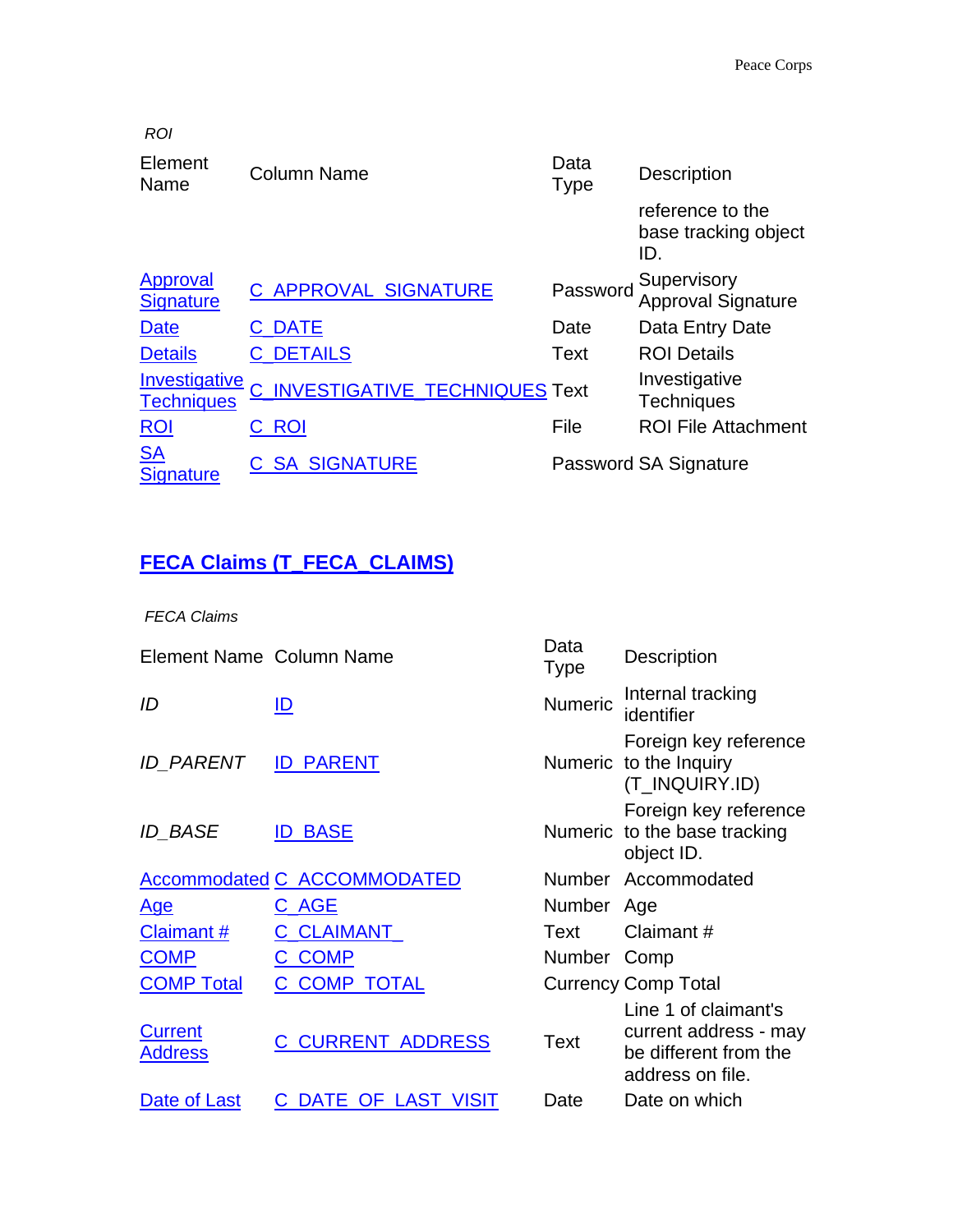*ROI*

| Element Name | Column Name | Data Type | Description |
|---|---|---|---|
| | | | reference to the base tracking object ID. |
| Approval Signature | C_APPROVAL_SIGNATURE | Password | Supervisory Approval Signature |
| Date | C_DATE | Date | Data Entry Date |
| Details | C_DETAILS | Text | ROI Details |
| Investigative Techniques | C_INVESTIGATIVE_TECHNIQUES | Text | Investigative Techniques |
| ROI | C_ROI | File | ROI File Attachment |
| SA Signature | C_SA_SIGNATURE | Password | SA Signature |

## FECA Claims (T_FECA_CLAIMS)

*FECA Claims*

| Element Name | Column Name | Data Type | Description |
|---|---|---|---|
| *ID* | ID | Numeric | Internal tracking identifier |
| *ID_PARENT* | ID_PARENT | Numeric | Foreign key reference to the Inquiry (T_INQUIRY.ID) |
| *ID_BASE* | ID_BASE | Numeric | Foreign key reference to the base tracking object ID. |
| Accommodated | C_ACCOMMODATED | Number | Accommodated |
| Age | C_AGE | Number | Age |
| Claimant # | C_CLAIMANT_ | Text | Claimant # |
| COMP | C_COMP | Number | Comp |
| COMP Total | C_COMP_TOTAL | Currency | Comp Total |
| Current Address | C_CURRENT_ADDRESS | Text | Line 1 of claimant's current address - may be different from the address on file. |
| Date of Last | C_DATE_OF_LAST_VISIT | Date | Date on which |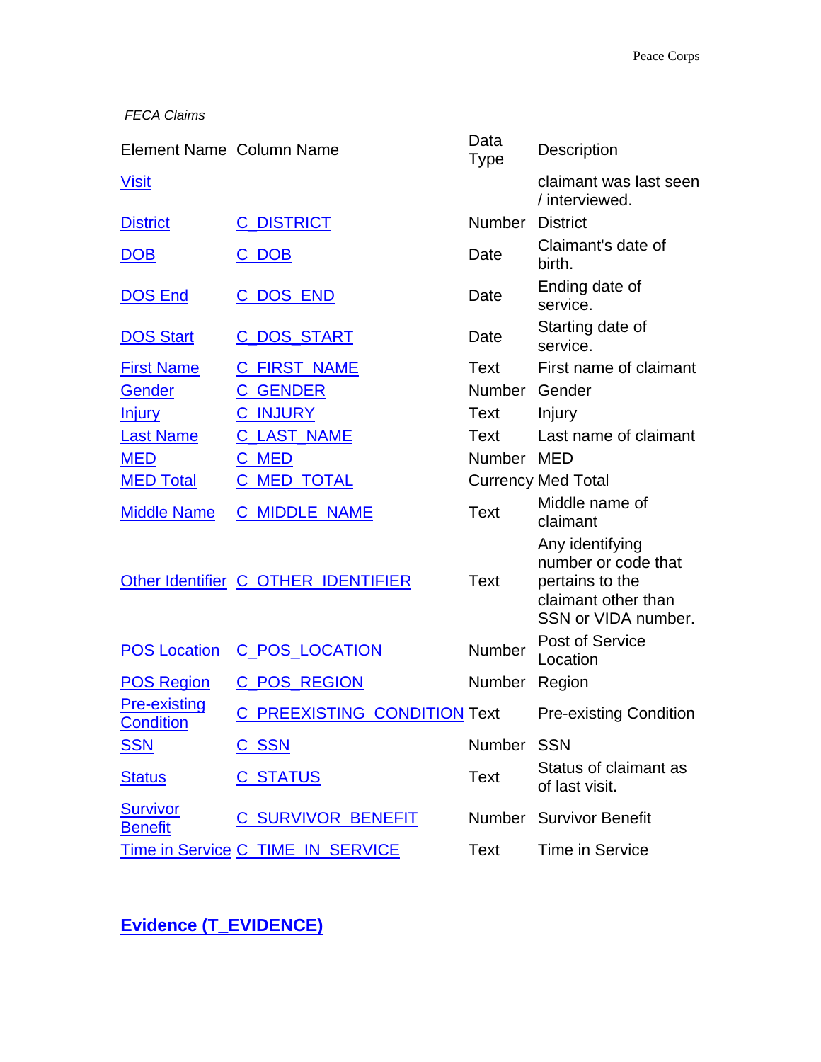*FECA Claims*

| Element Name | Column Name | Data Type | Description |
|---|---|---|---|
| Visit | | | claimant was last seen / interviewed. |
| District | C_DISTRICT | Number | District |
| DOB | C_DOB | Date | Claimant's date of birth. |
| DOS End | C_DOS_END | Date | Ending date of service. |
| DOS Start | C_DOS_START | Date | Starting date of service. |
| First Name | C_FIRST_NAME | Text | First name of claimant |
| Gender | C_GENDER | Number | Gender |
| Injury | C_INJURY | Text | Injury |
| Last Name | C_LAST_NAME | Text | Last name of claimant |
| MED | C_MED | Number | MED |
| MED Total | C_MED_TOTAL | Currency | Med Total |
| Middle Name | C_MIDDLE_NAME | Text | Middle name of claimant |
| Other Identifier | C_OTHER_IDENTIFIER | Text | Any identifying number or code that pertains to the claimant other than SSN or VIDA number. |
| POS Location | C_POS_LOCATION | Number | Post of Service Location |
| POS Region | C_POS_REGION | Number | Region |
| Pre-existing Condition | C_PREEXISTING_CONDITION | Text | Pre-existing Condition |
| SSN | C_SSN | Number | SSN |
| Status | C_STATUS | Text | Status of claimant as of last visit. |
| Survivor Benefit | C_SURVIVOR_BENEFIT | Number | Survivor Benefit |
| Time in Service | C_TIME_IN_SERVICE | Text | Time in Service |

## Evidence (T_EVIDENCE)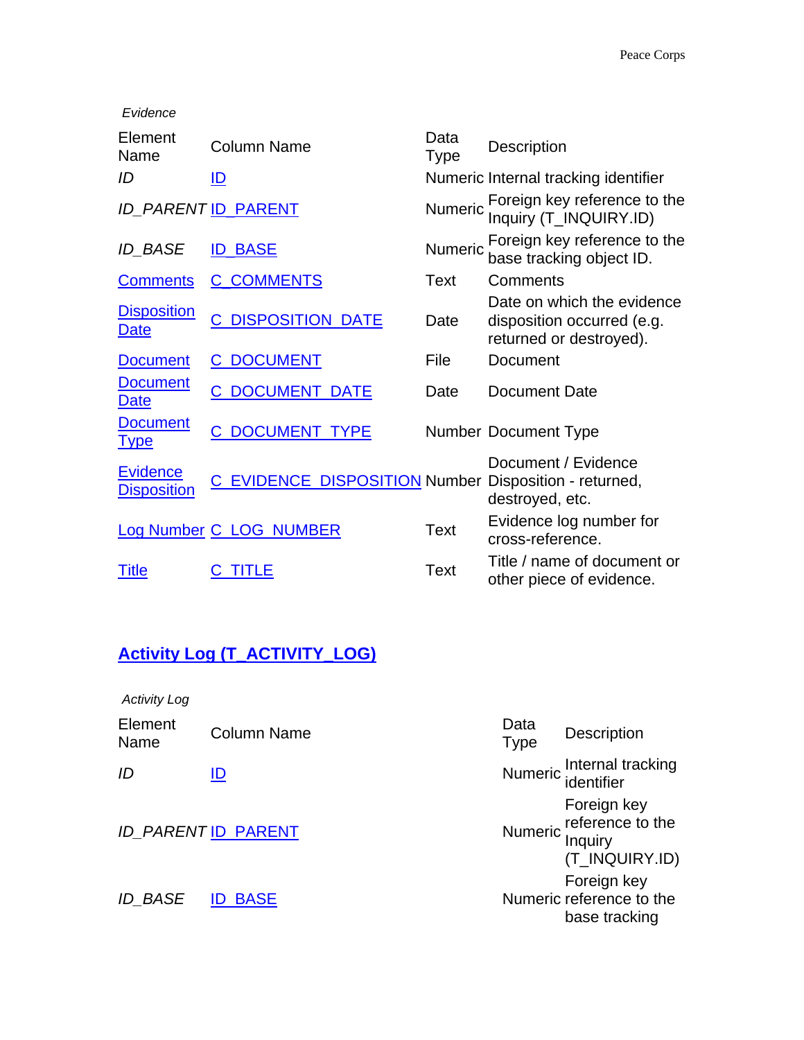*Evidence*

| Element Name | Column Name | Data Type | Description |
|---|---|---|---|
| *ID* | ID | Numeric | Internal tracking identifier |
| *ID_PARENT* | ID_PARENT | Numeric | Foreign key reference to the Inquiry (T_INQUIRY.ID) |
| *ID_BASE* | ID_BASE | Numeric | Foreign key reference to the base tracking object ID. |
| Comments | C_COMMENTS | Text | Comments |
| Disposition Date | C_DISPOSITION_DATE | Date | Date on which the evidence disposition occurred (e.g. returned or destroyed). |
| Document | C_DOCUMENT | File | Document |
| Document Date | C_DOCUMENT_DATE | Date | Document Date |
| Document Type | C_DOCUMENT_TYPE | Number | Document Type |
| Evidence Disposition | C_EVIDENCE_DISPOSITION | Number | Document / Evidence Disposition - returned, destroyed, etc. |
| Log Number | C_LOG_NUMBER | Text | Evidence log number for cross-reference. |
| Title | C_TITLE | Text | Title / name of document or other piece of evidence. |

## Activity Log (T_ACTIVITY_LOG)

*Activity Log*

| Element Name | Column Name | Data Type | Description |
|---|---|---|---|
| *ID* | ID | Numeric | Internal tracking identifier |
| *ID_PARENT* | ID_PARENT | Numeric | Foreign key reference to the Inquiry (T_INQUIRY.ID) |
| *ID_BASE* | ID_BASE | Numeric | Foreign key reference to the base tracking |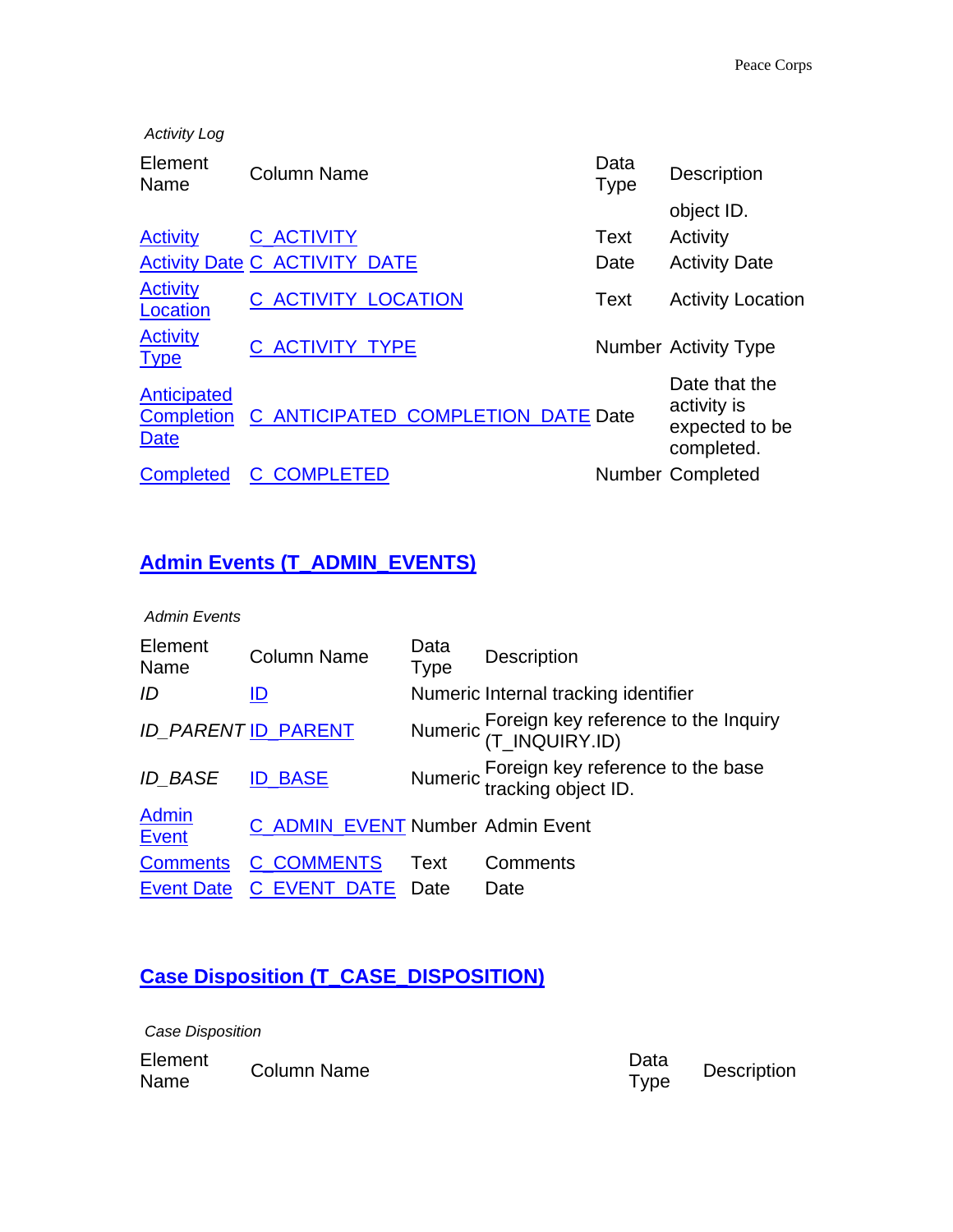*Activity Log*

| Element Name | Column Name | Data Type | Description |
|---|---|---|---|
| | | | object ID. |
| Activity | C_ACTIVITY | Text | Activity |
| Activity Date | C_ACTIVITY_DATE | Date | Activity Date |
| Activity Location | C_ACTIVITY_LOCATION | Text | Activity Location |
| Activity Type | C_ACTIVITY_TYPE | Number | Activity Type |
| Anticipated Completion Date | C_ANTICIPATED_COMPLETION_DATE | Date | Date that the activity is expected to be completed. |
| Completed | C_COMPLETED | Number | Completed |

## Admin Events (T_ADMIN_EVENTS)

*Admin Events*

| Element Name | Column Name | Data Type | Description |
|---|---|---|---|
| *ID* | ID | Numeric | Internal tracking identifier |
| *ID_PARENT* | ID_PARENT | Numeric | Foreign key reference to the Inquiry (T_INQUIRY.ID) |
| *ID_BASE* | ID_BASE | Numeric | Foreign key reference to the base tracking object ID. |
| Admin Event | C_ADMIN_EVENT | Number | Admin Event |
| Comments | C_COMMENTS | Text | Comments |
| Event Date | C_EVENT_DATE | Date | Date |

## Case Disposition (T_CASE_DISPOSITION)

*Case Disposition*

| Element Name | Column Name | Data Type | Description |
|---|---|---|---|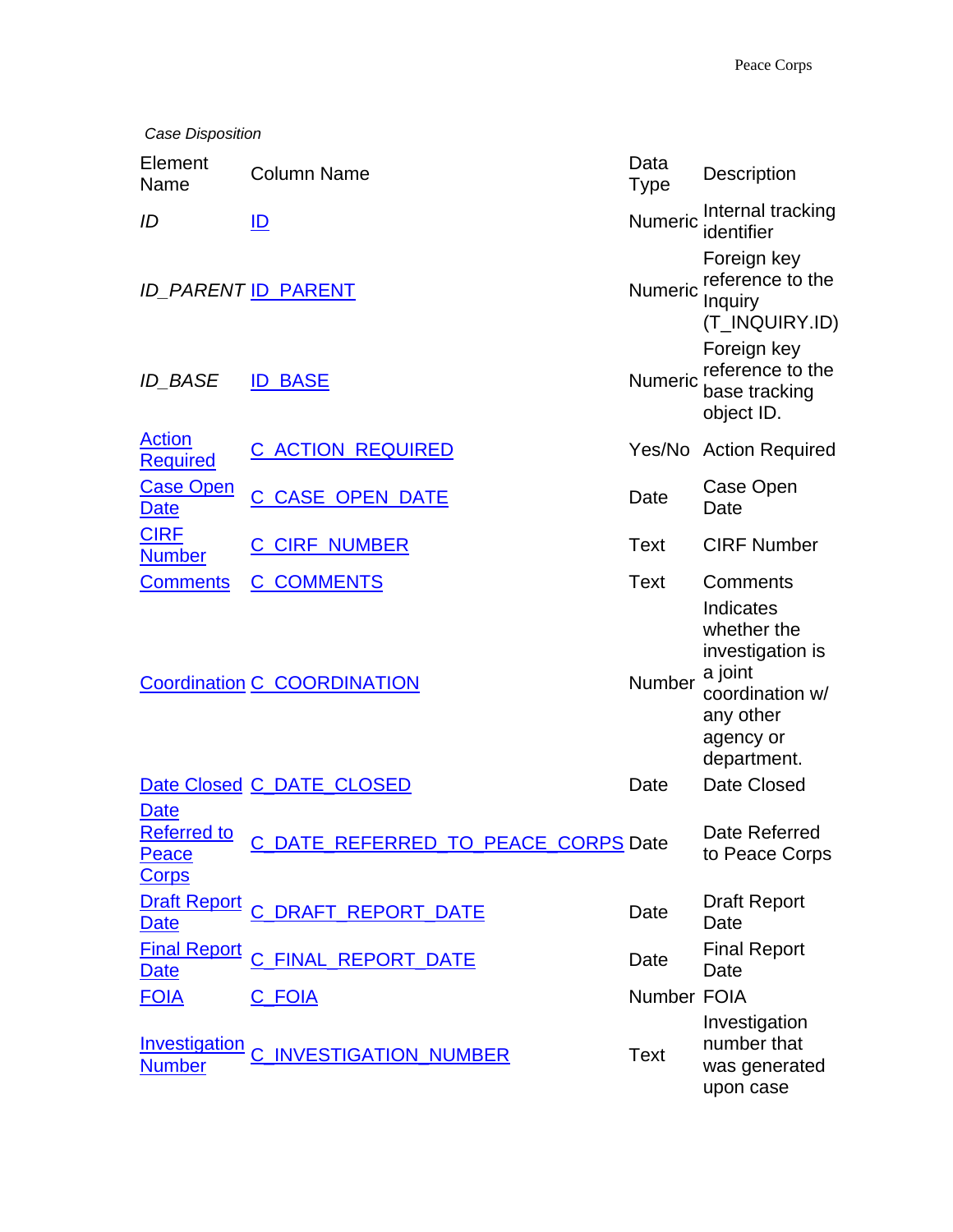*Case Disposition*

| Element Name | Column Name | Data Type | Description |
|---|---|---|---|
| *ID* | ID | Numeric | Internal tracking identifier |
| *ID_PARENT* | ID_PARENT | Numeric | Foreign key reference to the Inquiry (T_INQUIRY.ID) |
| *ID_BASE* | ID_BASE | Numeric | Foreign key reference to the base tracking object ID. |
| Action Required | C_ACTION_REQUIRED | Yes/No | Action Required |
| Case Open Date | C_CASE_OPEN_DATE | Date | Case Open Date |
| CIRF Number | C_CIRF_NUMBER | Text | CIRF Number |
| Comments | C_COMMENTS | Text | Comments |
| Coordination | C_COORDINATION | Number | Indicates whether the investigation is a joint coordination w/ any other agency or department. |
| Date Closed | C_DATE_CLOSED | Date | Date Closed |
| Date Referred to Peace Corps | C_DATE_REFERRED_TO_PEACE_CORPS | Date | Date Referred to Peace Corps |
| Draft Report Date | C_DRAFT_REPORT_DATE | Date | Draft Report Date |
| Final Report Date | C_FINAL_REPORT_DATE | Date | Final Report Date |
| FOIA | C_FOIA | Number | FOIA |
| Investigation Number | C_INVESTIGATION_NUMBER | Text | Investigation number that was generated upon case |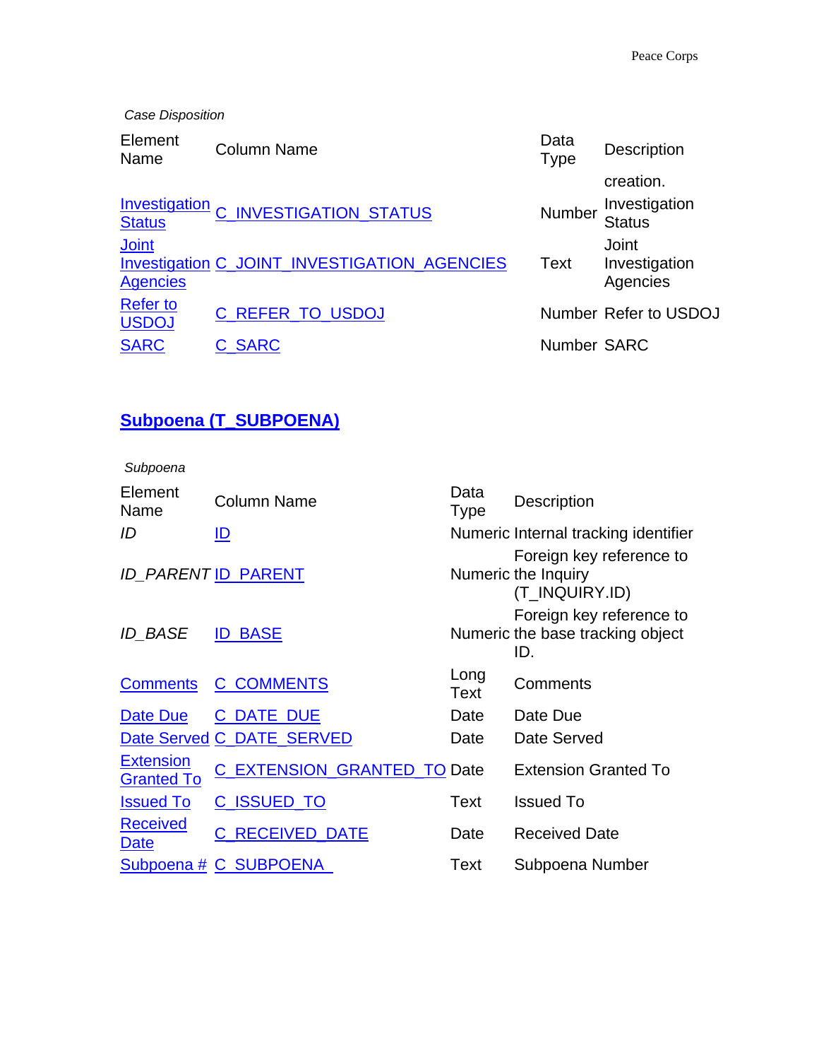*Case Disposition*

| Element Name | Column Name | Data Type | Description |
|---|---|---|---|
| | | | creation. |
| Investigation Status | C_INVESTIGATION_STATUS | Number | Investigation Status |
| Joint Investigation Agencies | C_JOINT_INVESTIGATION_AGENCIES | Text | Joint Investigation Agencies |
| Refer to USDOJ | C_REFER_TO_USDOJ | Number | Refer to USDOJ |
| SARC | C_SARC | Number | SARC |

## Subpoena (T_SUBPOENA)

*Subpoena*

| Element Name | Column Name | Data Type | Description |
|---|---|---|---|
| *ID* | ID | Numeric | Internal tracking identifier |
| *ID_PARENT* | ID_PARENT | Numeric | Foreign key reference to the Inquiry (T_INQUIRY.ID) |
| *ID_BASE* | ID_BASE | Numeric | Foreign key reference to the base tracking object ID. |
| Comments | C_COMMENTS | Long Text | Comments |
| Date Due | C_DATE_DUE | Date | Date Due |
| Date Served | C_DATE_SERVED | Date | Date Served |
| Extension Granted To | C_EXTENSION_GRANTED_TO | Date | Extension Granted To |
| Issued To | C_ISSUED_TO | Text | Issued To |
| Received Date | C_RECEIVED_DATE | Date | Received Date |
| Subpoena # | C_SUBPOENA_ | Text | Subpoena Number |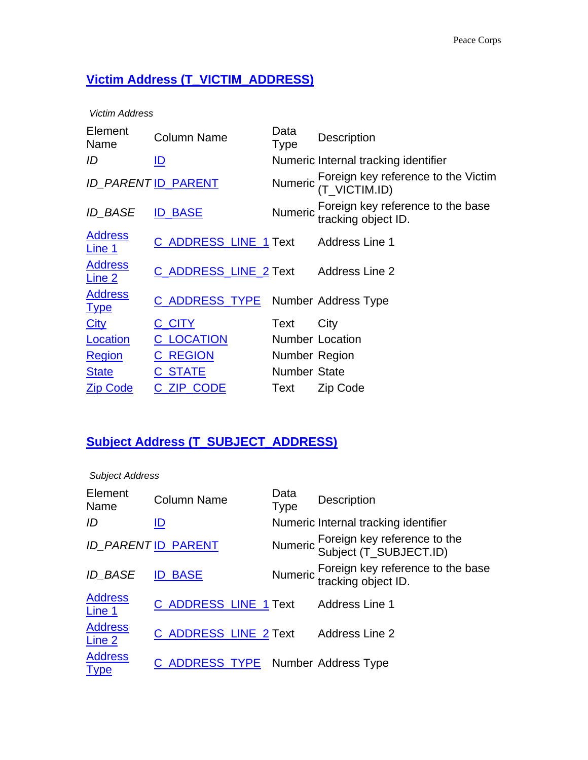## Victim Address (T_VICTIM_ADDRESS)

*Victim Address*

| Element Name | Column Name | Data Type | Description |
|---|---|---|---|
| *ID* | ID | Numeric | Internal tracking identifier |
| *ID_PARENT* | ID_PARENT | Numeric | Foreign key reference to the Victim (T_VICTIM.ID) |
| *ID_BASE* | ID_BASE | Numeric | Foreign key reference to the base tracking object ID. |
| Address Line 1 | C_ADDRESS_LINE_1 | Text | Address Line 1 |
| Address Line 2 | C_ADDRESS_LINE_2 | Text | Address Line 2 |
| Address Type | C_ADDRESS_TYPE | Number | Address Type |
| City | C_CITY | Text | City |
| Location | C_LOCATION | Number | Location |
| Region | C_REGION | Number | Region |
| State | C_STATE | Number | State |
| Zip Code | C_ZIP_CODE | Text | Zip Code |

## Subject Address (T_SUBJECT_ADDRESS)

*Subject Address*

| Element Name | Column Name | Data Type | Description |
|---|---|---|---|
| *ID* | ID | Numeric | Internal tracking identifier |
| *ID_PARENT* | ID_PARENT | Numeric | Foreign key reference to the Subject (T_SUBJECT.ID) |
| *ID_BASE* | ID_BASE | Numeric | Foreign key reference to the base tracking object ID. |
| Address Line 1 | C_ADDRESS_LINE_1 | Text | Address Line 1 |
| Address Line 2 | C_ADDRESS_LINE_2 | Text | Address Line 2 |
| Address Type | C_ADDRESS_TYPE | Number | Address Type |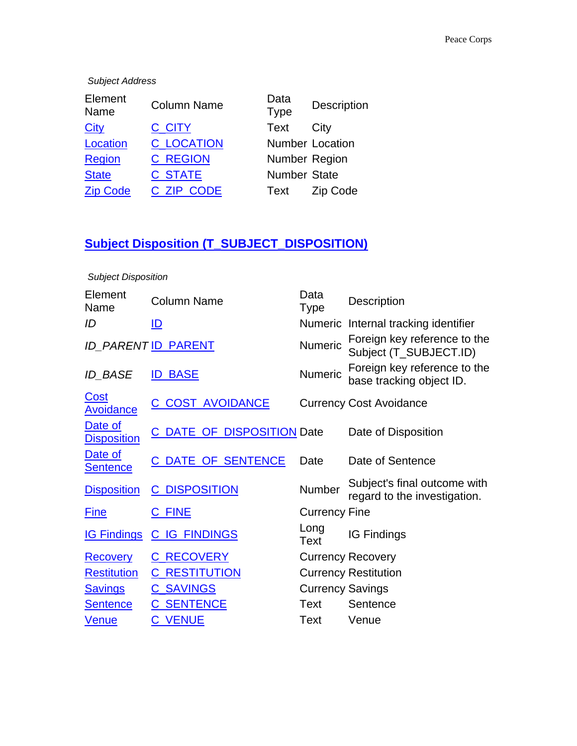*Subject Address*

| Element Name | Column Name | Data Type | Description |
|---|---|---|---|
| City | C_CITY | Text | City |
| Location | C_LOCATION | Number | Location |
| Region | C_REGION | Number | Region |
| State | C_STATE | Number | State |
| Zip Code | C_ZIP_CODE | Text | Zip Code |

## Subject Disposition (T_SUBJECT_DISPOSITION)

*Subject Disposition*

| Element Name | Column Name | Data Type | Description |
|---|---|---|---|
| *ID* | ID | Numeric | Internal tracking identifier |
| *ID_PARENT* | ID_PARENT | Numeric | Foreign key reference to the Subject (T_SUBJECT.ID) |
| *ID_BASE* | ID_BASE | Numeric | Foreign key reference to the base tracking object ID. |
| Cost Avoidance | C_COST_AVOIDANCE | Currency | Cost Avoidance |
| Date of Disposition | C_DATE_OF_DISPOSITION | Date | Date of Disposition |
| Date of Sentence | C_DATE_OF_SENTENCE | Date | Date of Sentence |
| Disposition | C_DISPOSITION | Number | Subject's final outcome with regard to the investigation. |
| Fine | C_FINE | Currency | Fine |
| IG Findings | C_IG_FINDINGS | Long Text | IG Findings |
| Recovery | C_RECOVERY | Currency | Recovery |
| Restitution | C_RESTITUTION | Currency | Restitution |
| Savings | C_SAVINGS | Currency | Savings |
| Sentence | C_SENTENCE | Text | Sentence |
| Venue | C_VENUE | Text | Venue |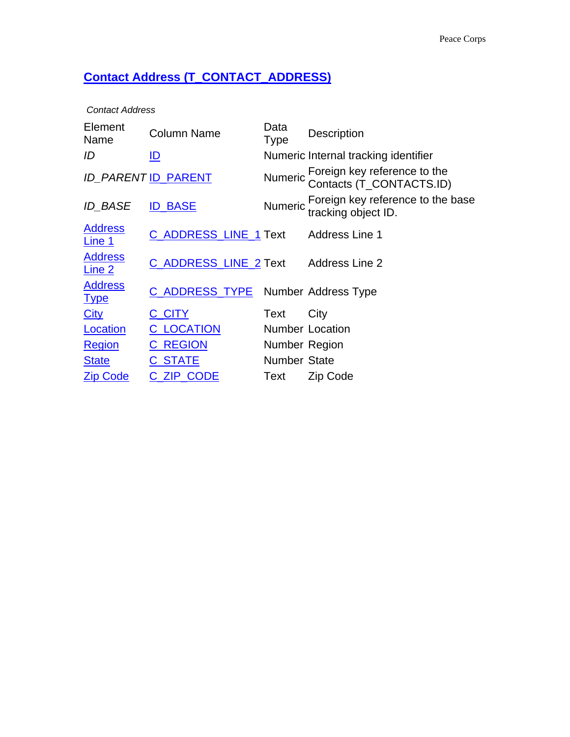## Contact Address (T_CONTACT_ADDRESS)

*Contact Address*

| Element Name | Column Name | Data Type | Description |
|---|---|---|---|
| *ID* | ID | Numeric | Internal tracking identifier |
| *ID_PARENT* | ID_PARENT | Numeric | Foreign key reference to the Contacts (T_CONTACTS.ID) |
| *ID_BASE* | ID_BASE | Numeric | Foreign key reference to the base tracking object ID. |
| Address Line 1 | C_ADDRESS_LINE_1 | Text | Address Line 1 |
| Address Line 2 | C_ADDRESS_LINE_2 | Text | Address Line 2 |
| Address Type | C_ADDRESS_TYPE | Number | Address Type |
| City | C_CITY | Text | City |
| Location | C_LOCATION | Number | Location |
| Region | C_REGION | Number | Region |
| State | C_STATE | Number | State |
| Zip Code | C_ZIP_CODE | Text | Zip Code |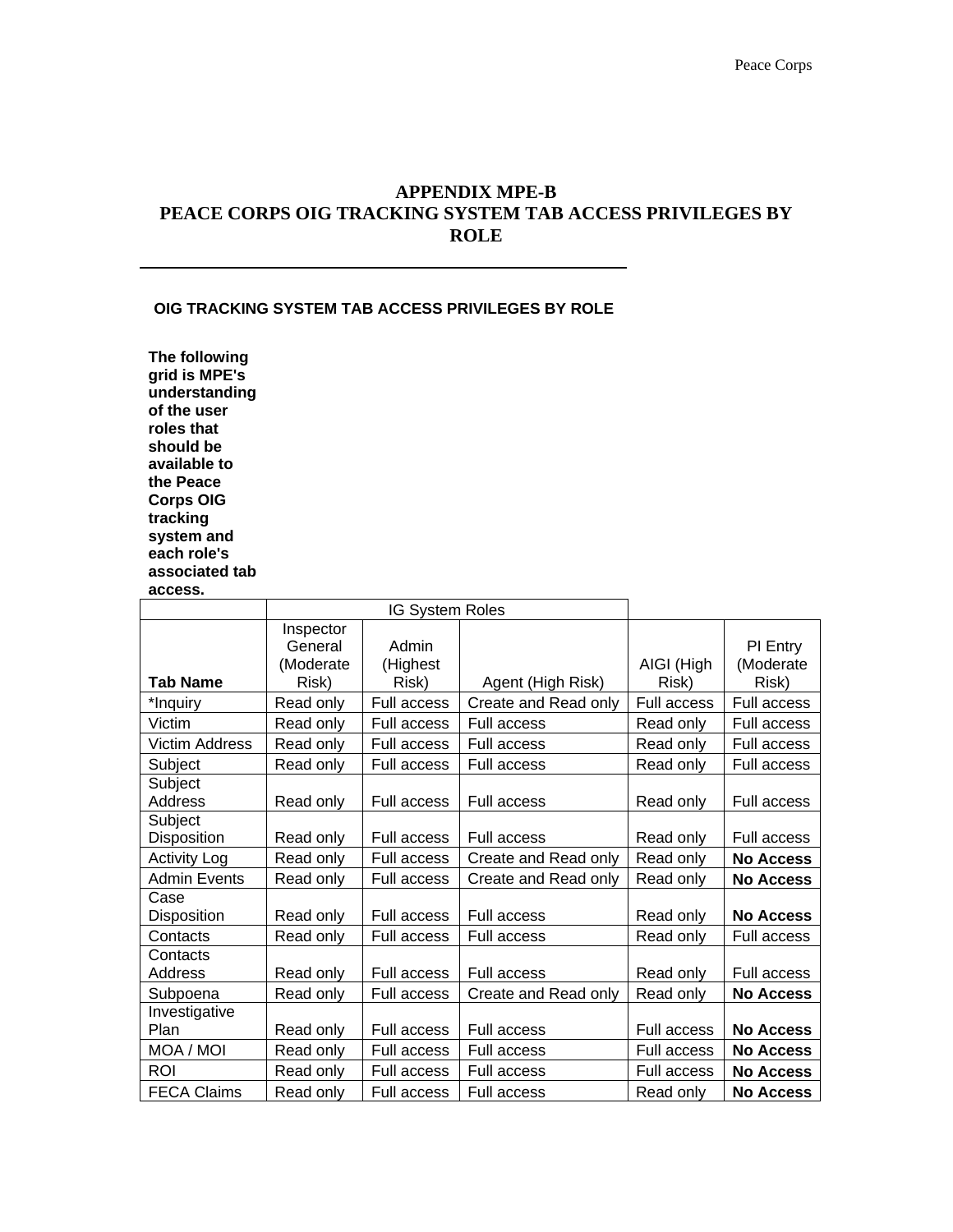# APPENDIX MPE-B
# PEACE CORPS OIG TRACKING SYSTEM TAB ACCESS PRIVILEGES BY ROLE

**OIG TRACKING SYSTEM TAB ACCESS PRIVILEGES BY ROLE**

**The following grid is MPE's understanding of the user roles that should be available to the Peace Corps OIG tracking system and each role's associated tab access.**

| | IG System Roles | | | | |
|---|---|---|---|---|---|
| **Tab Name** | Inspector General (Moderate Risk) | Admin (Highest Risk) | Agent (High Risk) | AIGI (High Risk) | PI Entry (Moderate Risk) |
| *Inquiry | Read only | Full access | Create and Read only | Full access | Full access |
| Victim | Read only | Full access | Full access | Read only | Full access |
| Victim Address | Read only | Full access | Full access | Read only | Full access |
| Subject | Read only | Full access | Full access | Read only | Full access |
| Subject Address | Read only | Full access | Full access | Read only | Full access |
| Subject Disposition | Read only | Full access | Full access | Read only | Full access |
| Activity Log | Read only | Full access | Create and Read only | Read only | **No Access** |
| Admin Events | Read only | Full access | Create and Read only | Read only | **No Access** |
| Case Disposition | Read only | Full access | Full access | Read only | **No Access** |
| Contacts | Read only | Full access | Full access | Read only | Full access |
| Contacts Address | Read only | Full access | Full access | Read only | Full access |
| Subpoena | Read only | Full access | Create and Read only | Read only | **No Access** |
| Investigative Plan | Read only | Full access | Full access | Full access | **No Access** |
| MOA / MOI | Read only | Full access | Full access | Full access | **No Access** |
| ROI | Read only | Full access | Full access | Full access | **No Access** |
| FECA Claims | Read only | Full access | Full access | Read only | **No Access** |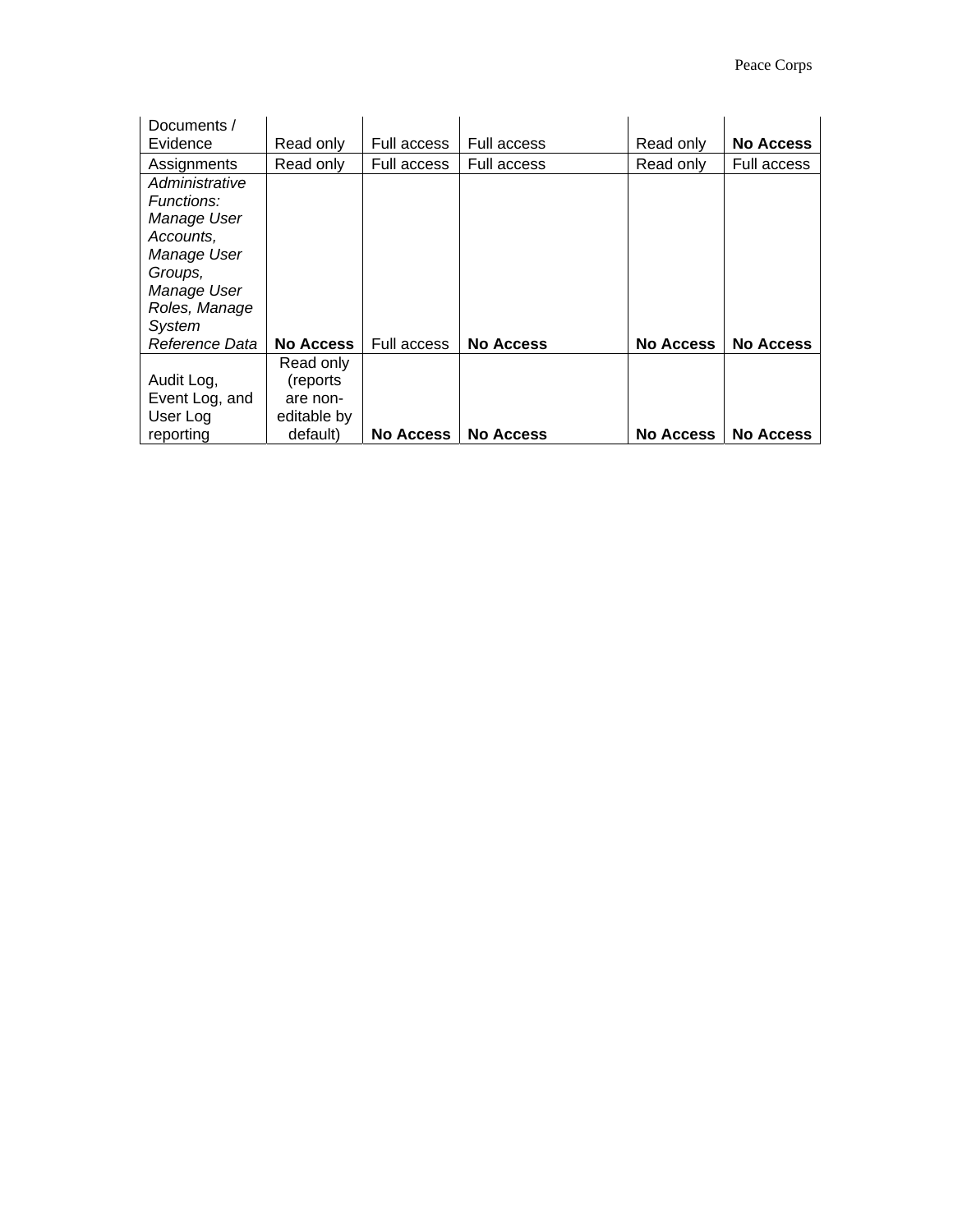| | | | | | |
|---|---|---|---|---|---|
| Documents / Evidence | Read only | Full access | Full access | Read only | **No Access** |
| Assignments | Read only | Full access | Full access | Read only | Full access |
| *Administrative Functions: Manage User Accounts, Manage User Groups, Manage User Roles, Manage System Reference Data* | **No Access** | Full access | **No Access** | **No Access** | **No Access** |
| Audit Log, Event Log, and User Log reporting | Read only (reports are non-editable by default) | **No Access** | **No Access** | **No Access** | **No Access** |